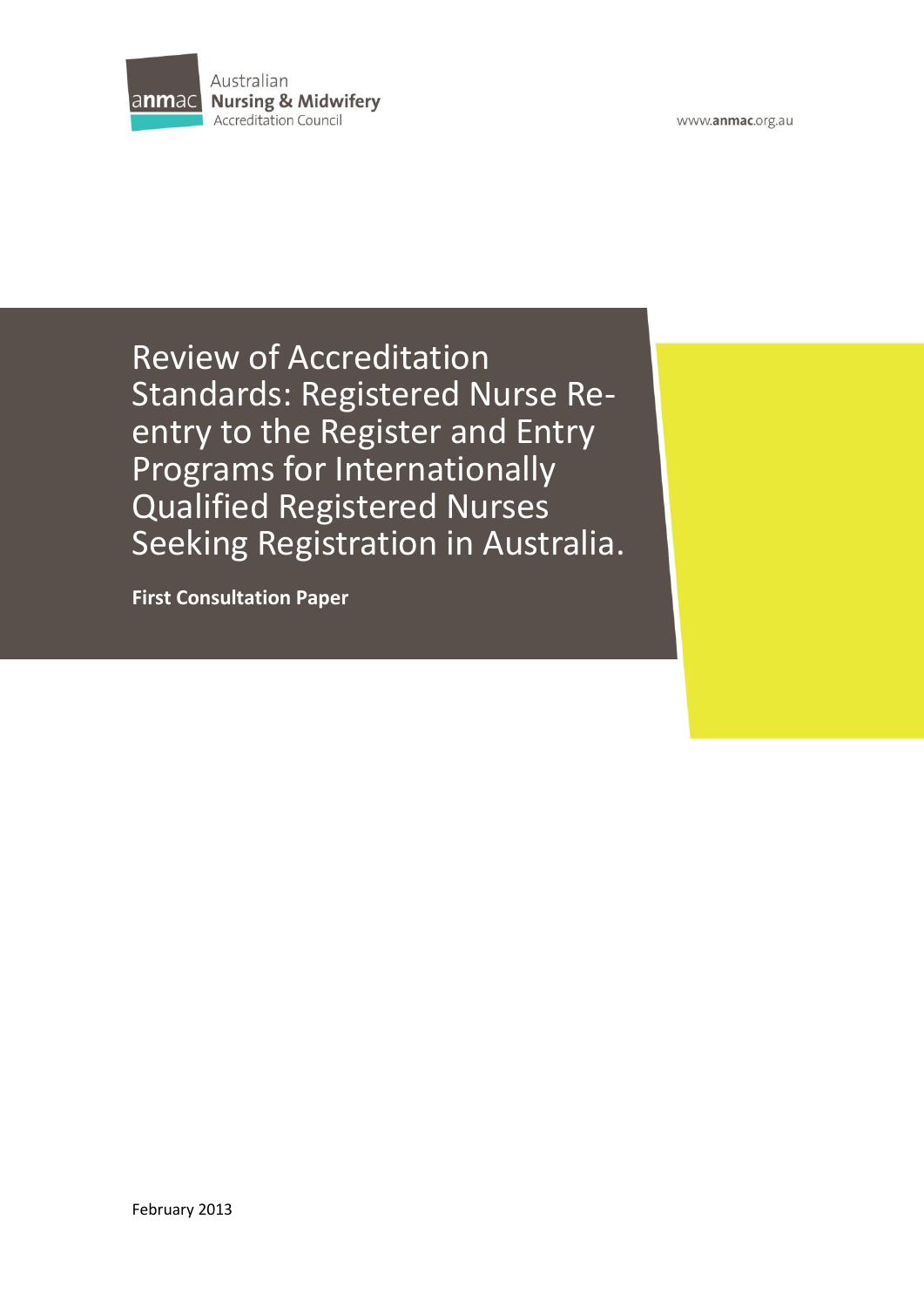Australian Nursing & Midwifery Accreditation Council

www.anmac.org.au

# Review of Accreditation Standards: Registered Nurse Re-entry to the Register and Entry Programs for Internationally Qualified Registered Nurses Seeking Registration in Australia.

**First Consultation Paper**

February 2013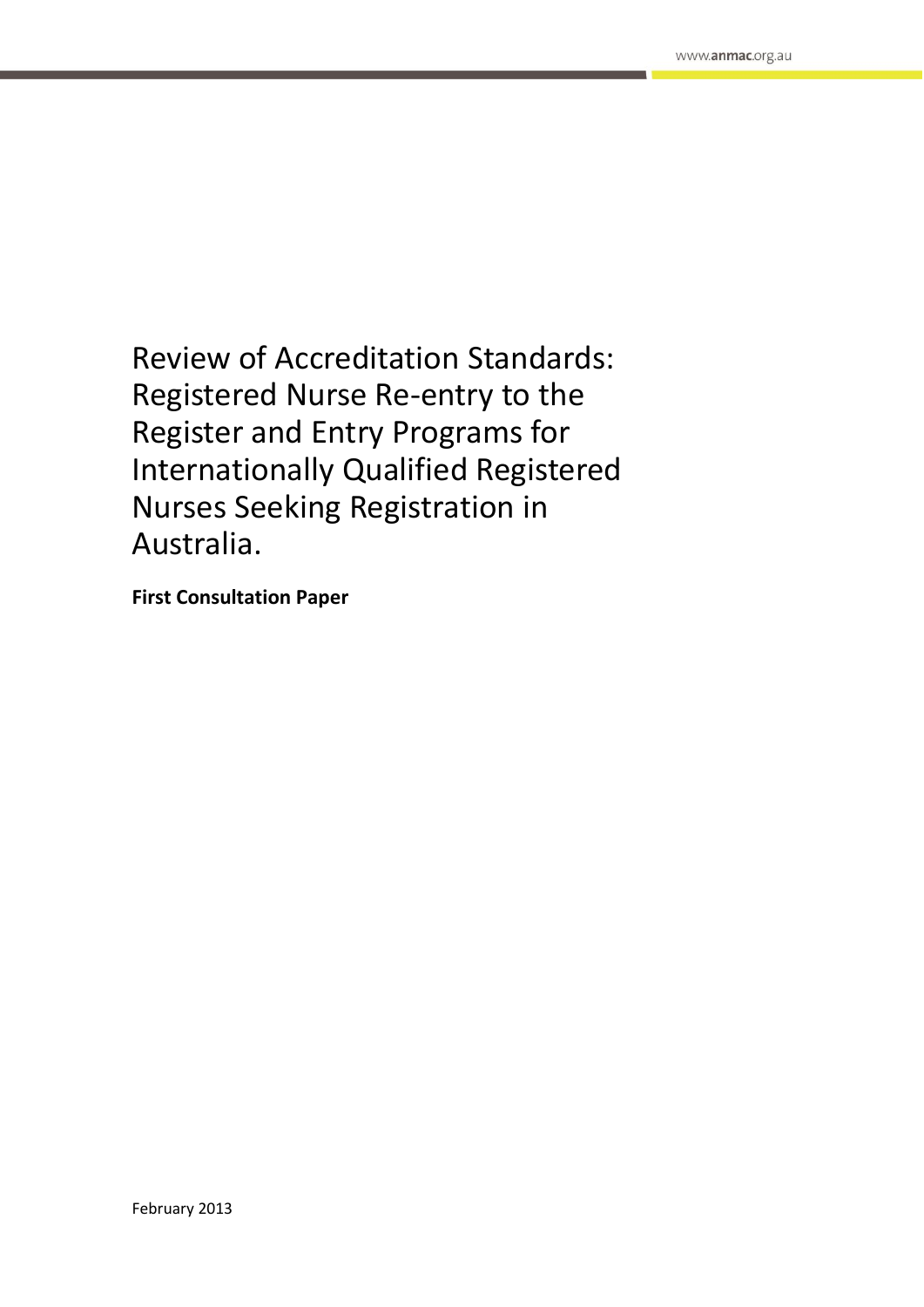# Review of Accreditation Standards: Registered Nurse Re-entry to the Register and Entry Programs for Internationally Qualified Registered Nurses Seeking Registration in Australia.

**First Consultation Paper**

February 2013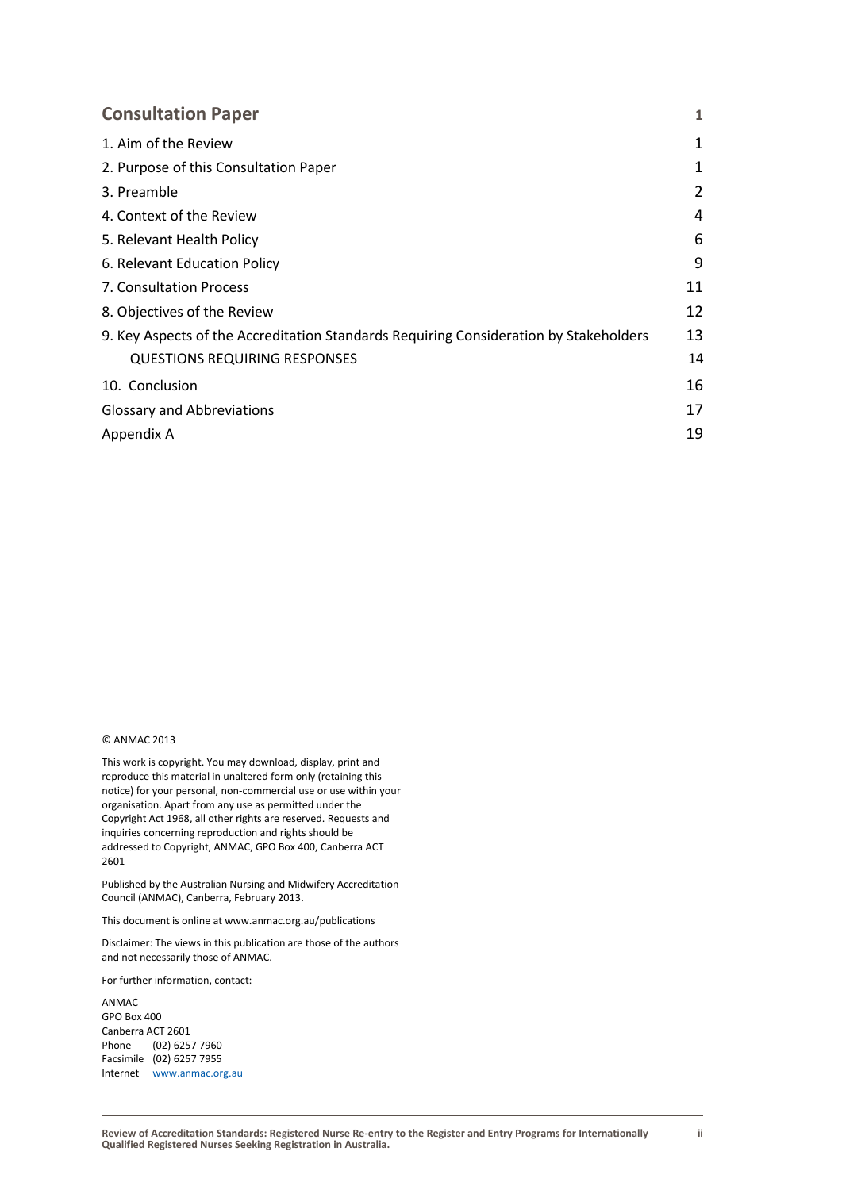| | |
|---|---|
| **Consultation Paper** | **1** |
| 1. Aim of the Review | 1 |
| 2. Purpose of this Consultation Paper | 1 |
| 3. Preamble | 2 |
| 4. Context of the Review | 4 |
| 5. Relevant Health Policy | 6 |
| 6. Relevant Education Policy | 9 |
| 7. Consultation Process | 11 |
| 8. Objectives of the Review | 12 |
| 9. Key Aspects of the Accreditation Standards Requiring Consideration by Stakeholders | 13 |
| QUESTIONS REQUIRING RESPONSES | 14 |
| 10. Conclusion | 16 |
| Glossary and Abbreviations | 17 |
| Appendix A | 19 |

© ANMAC 2013

This work is copyright. You may download, display, print and reproduce this material in unaltered form only (retaining this notice) for your personal, non-commercial use or use within your organisation. Apart from any use as permitted under the Copyright Act 1968, all other rights are reserved. Requests and inquiries concerning reproduction and rights should be addressed to Copyright, ANMAC, GPO Box 400, Canberra ACT 2601

Published by the Australian Nursing and Midwifery Accreditation Council (ANMAC), Canberra, February 2013.

This document is online at www.anmac.org.au/publications

Disclaimer: The views in this publication are those of the authors and not necessarily those of ANMAC.

For further information, contact:

ANMAC
GPO Box 400
Canberra ACT 2601
Phone (02) 6257 7960
Facsimile (02) 6257 7955
Internet www.anmac.org.au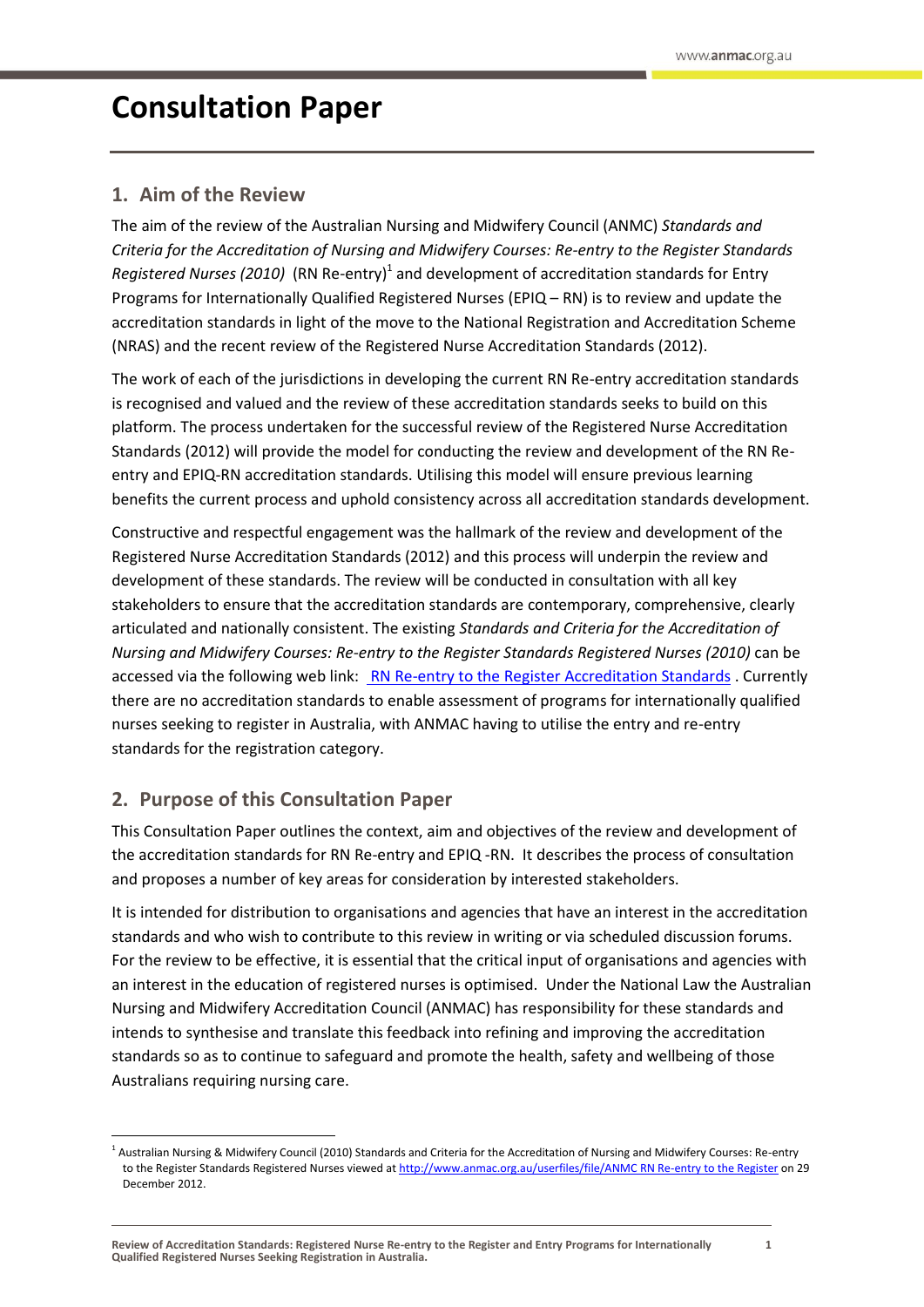# Consultation Paper

## 1. Aim of the Review

The aim of the review of the Australian Nursing and Midwifery Council (ANMC) *Standards and Criteria for the Accreditation of Nursing and Midwifery Courses: Re-entry to the Register Standards Registered Nurses (2010)* (RN Re-entry)[1] and development of accreditation standards for Entry Programs for Internationally Qualified Registered Nurses (EPIQ – RN) is to review and update the accreditation standards in light of the move to the National Registration and Accreditation Scheme (NRAS) and the recent review of the Registered Nurse Accreditation Standards (2012).

The work of each of the jurisdictions in developing the current RN Re-entry accreditation standards is recognised and valued and the review of these accreditation standards seeks to build on this platform. The process undertaken for the successful review of the Registered Nurse Accreditation Standards (2012) will provide the model for conducting the review and development of the RN Re-entry and EPIQ-RN accreditation standards. Utilising this model will ensure previous learning benefits the current process and uphold consistency across all accreditation standards development.

Constructive and respectful engagement was the hallmark of the review and development of the Registered Nurse Accreditation Standards (2012) and this process will underpin the review and development of these standards. The review will be conducted in consultation with all key stakeholders to ensure that the accreditation standards are contemporary, comprehensive, clearly articulated and nationally consistent. The existing *Standards and Criteria for the Accreditation of Nursing and Midwifery Courses: Re-entry to the Register Standards Registered Nurses (2010)* can be accessed via the following web link: RN Re-entry to the Register Accreditation Standards . Currently there are no accreditation standards to enable assessment of programs for internationally qualified nurses seeking to register in Australia, with ANMAC having to utilise the entry and re-entry standards for the registration category.

## 2. Purpose of this Consultation Paper

This Consultation Paper outlines the context, aim and objectives of the review and development of the accreditation standards for RN Re-entry and EPIQ -RN. It describes the process of consultation and proposes a number of key areas for consideration by interested stakeholders.

It is intended for distribution to organisations and agencies that have an interest in the accreditation standards and who wish to contribute to this review in writing or via scheduled discussion forums. For the review to be effective, it is essential that the critical input of organisations and agencies with an interest in the education of registered nurses is optimised. Under the National Law the Australian Nursing and Midwifery Accreditation Council (ANMAC) has responsibility for these standards and intends to synthesise and translate this feedback into refining and improving the accreditation standards so as to continue to safeguard and promote the health, safety and wellbeing of those Australians requiring nursing care.

---

[1] Australian Nursing & Midwifery Council (2010) Standards and Criteria for the Accreditation of Nursing and Midwifery Courses: Re-entry to the Register Standards Registered Nurses viewed at http://www.anmac.org.au/userfiles/file/ANMC RN Re-entry to the Register on 29 December 2012.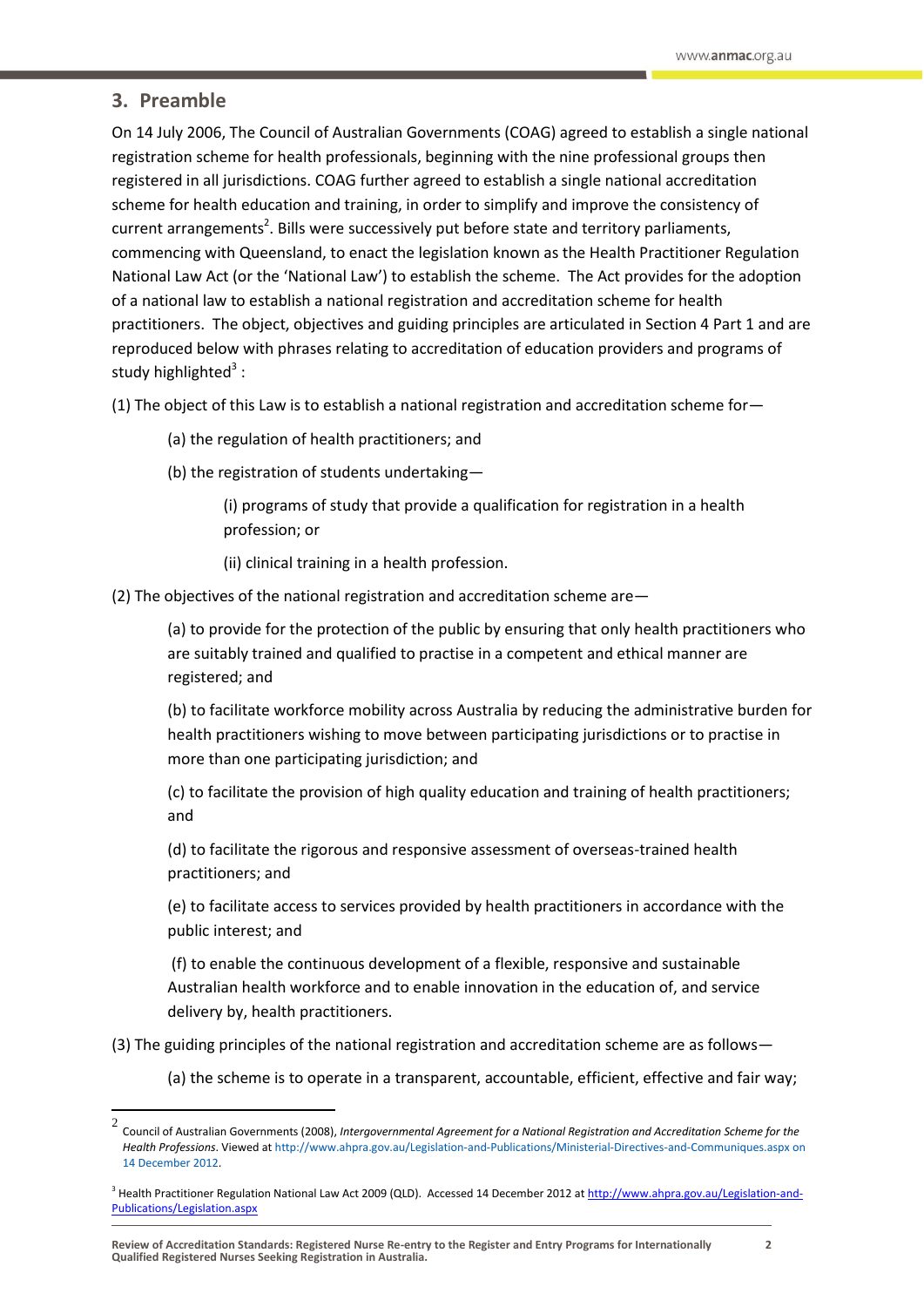## 3. Preamble

On 14 July 2006, The Council of Australian Governments (COAG) agreed to establish a single national registration scheme for health professionals, beginning with the nine professional groups then registered in all jurisdictions. COAG further agreed to establish a single national accreditation scheme for health education and training, in order to simplify and improve the consistency of current arrangements[2]. Bills were successively put before state and territory parliaments, commencing with Queensland, to enact the legislation known as the Health Practitioner Regulation National Law Act (or the 'National Law') to establish the scheme. The Act provides for the adoption of a national law to establish a national registration and accreditation scheme for health practitioners. The object, objectives and guiding principles are articulated in Section 4 Part 1 and are reproduced below with phrases relating to accreditation of education providers and programs of study highlighted[3] :

(1) The object of this Law is to establish a national registration and accreditation scheme for—

> (a) the regulation of health practitioners; and
>
> (b) the registration of students undertaking—
>
> > (i) programs of study that provide a qualification for registration in a health profession; or
> >
> > (ii) clinical training in a health profession.

(2) The objectives of the national registration and accreditation scheme are—

> (a) to provide for the protection of the public by ensuring that only health practitioners who are suitably trained and qualified to practise in a competent and ethical manner are registered; and
>
> (b) to facilitate workforce mobility across Australia by reducing the administrative burden for health practitioners wishing to move between participating jurisdictions or to practise in more than one participating jurisdiction; and
>
> (c) to facilitate the provision of high quality education and training of health practitioners; and
>
> (d) to facilitate the rigorous and responsive assessment of overseas-trained health practitioners; and
>
> (e) to facilitate access to services provided by health practitioners in accordance with the public interest; and
>
> (f) to enable the continuous development of a flexible, responsive and sustainable Australian health workforce and to enable innovation in the education of, and service delivery by, health practitioners.

(3) The guiding principles of the national registration and accreditation scheme are as follows—

> (a) the scheme is to operate in a transparent, accountable, efficient, effective and fair way;

---

[2] Council of Australian Governments (2008), *Intergovernmental Agreement for a National Registration and Accreditation Scheme for the Health Professions*. Viewed at http://www.ahpra.gov.au/Legislation-and-Publications/Ministerial-Directives-and-Communiques.aspx on 14 December 2012.

[3] Health Practitioner Regulation National Law Act 2009 (QLD). Accessed 14 December 2012 at http://www.ahpra.gov.au/Legislation-and-Publications/Legislation.aspx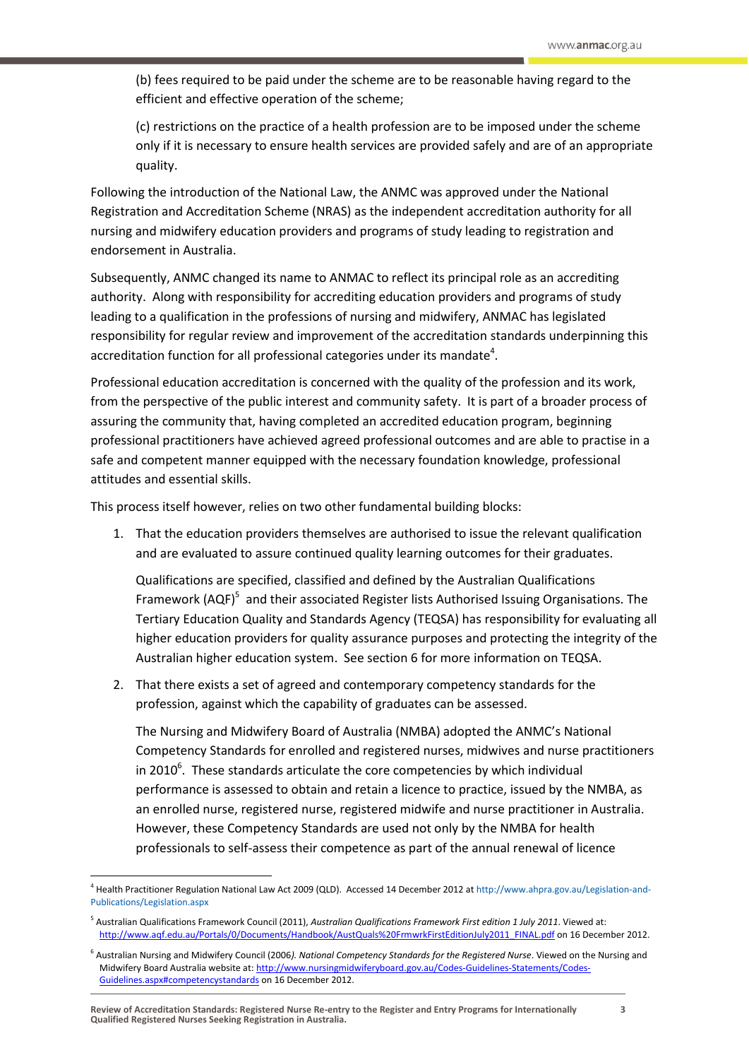(b) fees required to be paid under the scheme are to be reasonable having regard to the efficient and effective operation of the scheme;

(c) restrictions on the practice of a health profession are to be imposed under the scheme only if it is necessary to ensure health services are provided safely and are of an appropriate quality.

Following the introduction of the National Law, the ANMC was approved under the National Registration and Accreditation Scheme (NRAS) as the independent accreditation authority for all nursing and midwifery education providers and programs of study leading to registration and endorsement in Australia.

Subsequently, ANMC changed its name to ANMAC to reflect its principal role as an accrediting authority. Along with responsibility for accrediting education providers and programs of study leading to a qualification in the professions of nursing and midwifery, ANMAC has legislated responsibility for regular review and improvement of the accreditation standards underpinning this accreditation function for all professional categories under its mandate[4].

Professional education accreditation is concerned with the quality of the profession and its work, from the perspective of the public interest and community safety. It is part of a broader process of assuring the community that, having completed an accredited education program, beginning professional practitioners have achieved agreed professional outcomes and are able to practise in a safe and competent manner equipped with the necessary foundation knowledge, professional attitudes and essential skills.

This process itself however, relies on two other fundamental building blocks:

1. That the education providers themselves are authorised to issue the relevant qualification and are evaluated to assure continued quality learning outcomes for their graduates.

   Qualifications are specified, classified and defined by the Australian Qualifications Framework (AQF)[5] and their associated Register lists Authorised Issuing Organisations. The Tertiary Education Quality and Standards Agency (TEQSA) has responsibility for evaluating all higher education providers for quality assurance purposes and protecting the integrity of the Australian higher education system. See section 6 for more information on TEQSA.

2. That there exists a set of agreed and contemporary competency standards for the profession, against which the capability of graduates can be assessed.

   The Nursing and Midwifery Board of Australia (NMBA) adopted the ANMC's National Competency Standards for enrolled and registered nurses, midwives and nurse practitioners in 2010[6]. These standards articulate the core competencies by which individual performance is assessed to obtain and retain a licence to practice, issued by the NMBA, as an enrolled nurse, registered nurse, registered midwife and nurse practitioner in Australia. However, these Competency Standards are used not only by the NMBA for health professionals to self-assess their competence as part of the annual renewal of licence

---

[4] Health Practitioner Regulation National Law Act 2009 (QLD). Accessed 14 December 2012 at http://www.ahpra.gov.au/Legislation-and-Publications/Legislation.aspx

[5] Australian Qualifications Framework Council (2011), *Australian Qualifications Framework First edition 1 July 2011*. Viewed at: http://www.aqf.edu.au/Portals/0/Documents/Handbook/AustQuals%20FrmwrkFirstEditionJuly2011_FINAL.pdf on 16 December 2012.

[6] Australian Nursing and Midwifery Council (2006*). National Competency Standards for the Registered Nurse*. Viewed on the Nursing and Midwifery Board Australia website at: http://www.nursingmidwiferyboard.gov.au/Codes-Guidelines-Statements/Codes-Guidelines.aspx#competencystandards on 16 December 2012.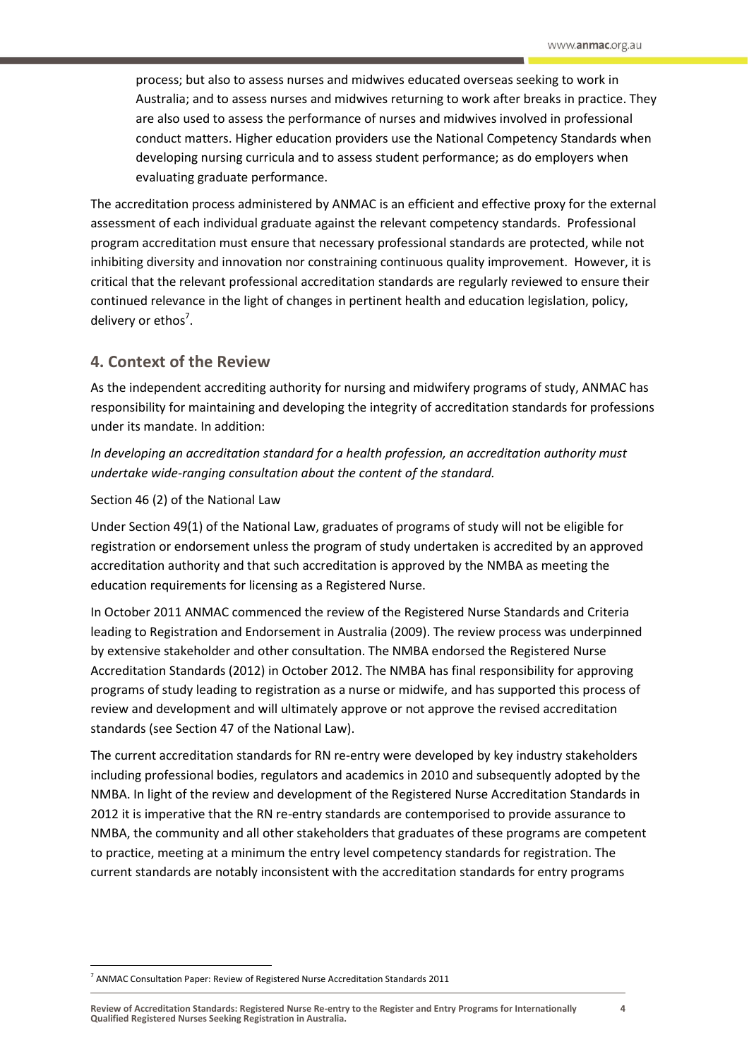process; but also to assess nurses and midwives educated overseas seeking to work in Australia; and to assess nurses and midwives returning to work after breaks in practice. They are also used to assess the performance of nurses and midwives involved in professional conduct matters. Higher education providers use the National Competency Standards when developing nursing curricula and to assess student performance; as do employers when evaluating graduate performance.

The accreditation process administered by ANMAC is an efficient and effective proxy for the external assessment of each individual graduate against the relevant competency standards. Professional program accreditation must ensure that necessary professional standards are protected, while not inhibiting diversity and innovation nor constraining continuous quality improvement. However, it is critical that the relevant professional accreditation standards are regularly reviewed to ensure their continued relevance in the light of changes in pertinent health and education legislation, policy, delivery or ethos[7].

## 4. Context of the Review

As the independent accrediting authority for nursing and midwifery programs of study, ANMAC has responsibility for maintaining and developing the integrity of accreditation standards for professions under its mandate. In addition:

*In developing an accreditation standard for a health profession, an accreditation authority must undertake wide-ranging consultation about the content of the standard.*

Section 46 (2) of the National Law

Under Section 49(1) of the National Law, graduates of programs of study will not be eligible for registration or endorsement unless the program of study undertaken is accredited by an approved accreditation authority and that such accreditation is approved by the NMBA as meeting the education requirements for licensing as a Registered Nurse.

In October 2011 ANMAC commenced the review of the Registered Nurse Standards and Criteria leading to Registration and Endorsement in Australia (2009). The review process was underpinned by extensive stakeholder and other consultation. The NMBA endorsed the Registered Nurse Accreditation Standards (2012) in October 2012. The NMBA has final responsibility for approving programs of study leading to registration as a nurse or midwife, and has supported this process of review and development and will ultimately approve or not approve the revised accreditation standards (see Section 47 of the National Law).

The current accreditation standards for RN re-entry were developed by key industry stakeholders including professional bodies, regulators and academics in 2010 and subsequently adopted by the NMBA. In light of the review and development of the Registered Nurse Accreditation Standards in 2012 it is imperative that the RN re-entry standards are contemporised to provide assurance to NMBA, the community and all other stakeholders that graduates of these programs are competent to practice, meeting at a minimum the entry level competency standards for registration. The current standards are notably inconsistent with the accreditation standards for entry programs

[7] ANMAC Consultation Paper: Review of Registered Nurse Accreditation Standards 2011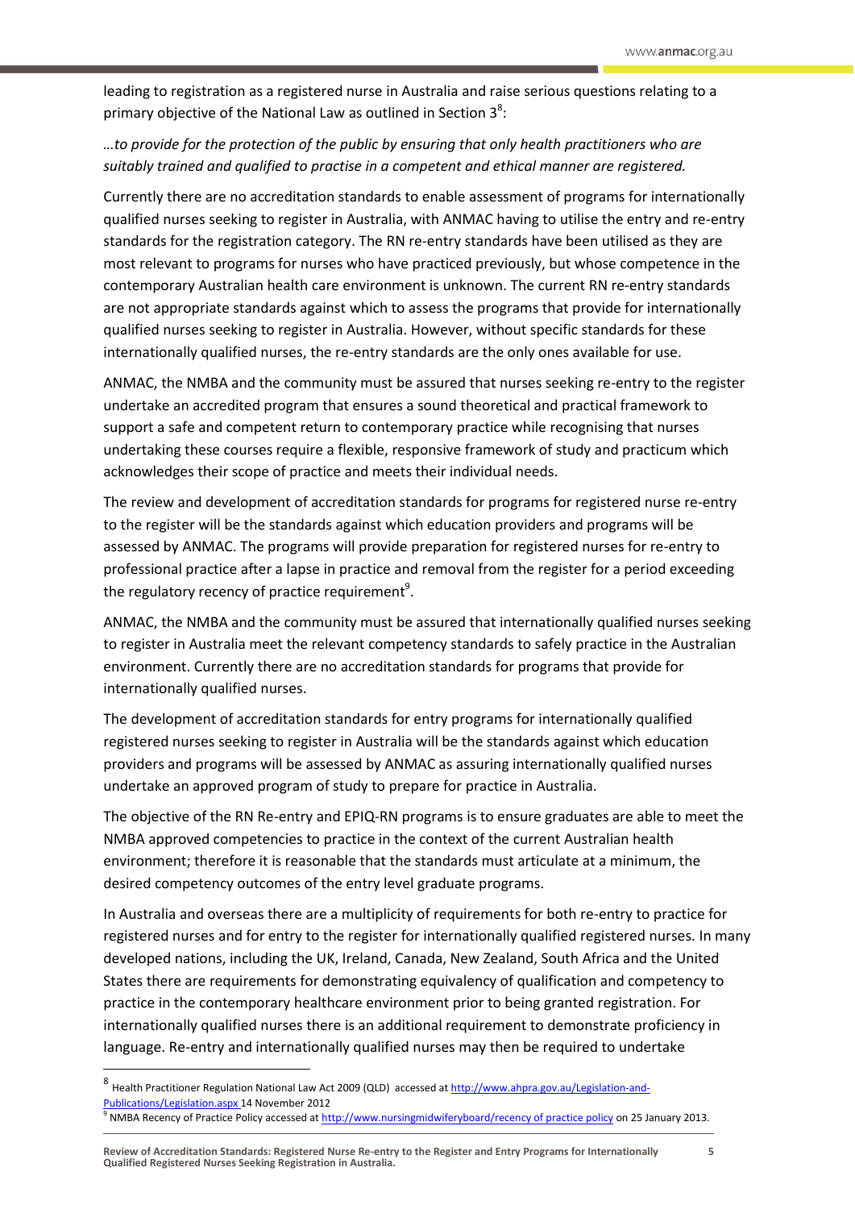leading to registration as a registered nurse in Australia and raise serious questions relating to a primary objective of the National Law as outlined in Section 3[8]:

*…to provide for the protection of the public by ensuring that only health practitioners who are suitably trained and qualified to practise in a competent and ethical manner are registered.*

Currently there are no accreditation standards to enable assessment of programs for internationally qualified nurses seeking to register in Australia, with ANMAC having to utilise the entry and re-entry standards for the registration category. The RN re-entry standards have been utilised as they are most relevant to programs for nurses who have practiced previously, but whose competence in the contemporary Australian health care environment is unknown. The current RN re-entry standards are not appropriate standards against which to assess the programs that provide for internationally qualified nurses seeking to register in Australia. However, without specific standards for these internationally qualified nurses, the re-entry standards are the only ones available for use.

ANMAC, the NMBA and the community must be assured that nurses seeking re-entry to the register undertake an accredited program that ensures a sound theoretical and practical framework to support a safe and competent return to contemporary practice while recognising that nurses undertaking these courses require a flexible, responsive framework of study and practicum which acknowledges their scope of practice and meets their individual needs.

The review and development of accreditation standards for programs for registered nurse re-entry to the register will be the standards against which education providers and programs will be assessed by ANMAC. The programs will provide preparation for registered nurses for re-entry to professional practice after a lapse in practice and removal from the register for a period exceeding the regulatory recency of practice requirement[9].

ANMAC, the NMBA and the community must be assured that internationally qualified nurses seeking to register in Australia meet the relevant competency standards to safely practice in the Australian environment. Currently there are no accreditation standards for programs that provide for internationally qualified nurses.

The development of accreditation standards for entry programs for internationally qualified registered nurses seeking to register in Australia will be the standards against which education providers and programs will be assessed by ANMAC as assuring internationally qualified nurses undertake an approved program of study to prepare for practice in Australia.

The objective of the RN Re-entry and EPIQ-RN programs is to ensure graduates are able to meet the NMBA approved competencies to practice in the context of the current Australian health environment; therefore it is reasonable that the standards must articulate at a minimum, the desired competency outcomes of the entry level graduate programs.

In Australia and overseas there are a multiplicity of requirements for both re-entry to practice for registered nurses and for entry to the register for internationally qualified registered nurses. In many developed nations, including the UK, Ireland, Canada, New Zealand, South Africa and the United States there are requirements for demonstrating equivalency of qualification and competency to practice in the contemporary healthcare environment prior to being granted registration. For internationally qualified nurses there is an additional requirement to demonstrate proficiency in language. Re-entry and internationally qualified nurses may then be required to undertake

---

[8] Health Practitioner Regulation National Law Act 2009 (QLD) accessed at http://www.ahpra.gov.au/Legislation-and-Publications/Legislation.aspx 14 November 2012

[9] NMBA Recency of Practice Policy accessed at http://www.nursingmidwiferyboard/recency of practice policy on 25 January 2013.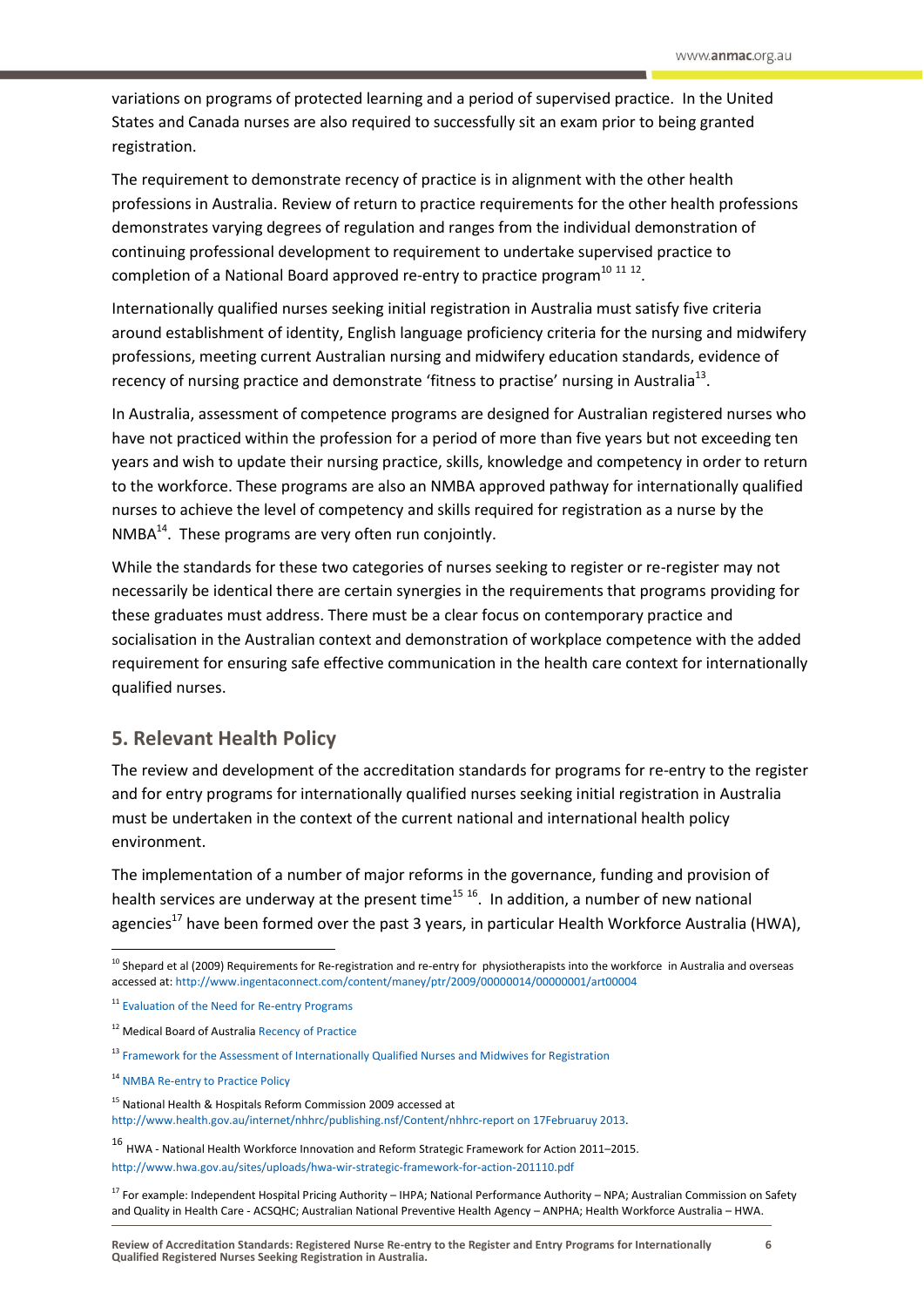variations on programs of protected learning and a period of supervised practice. In the United States and Canada nurses are also required to successfully sit an exam prior to being granted registration.

The requirement to demonstrate recency of practice is in alignment with the other health professions in Australia. Review of return to practice requirements for the other health professions demonstrates varying degrees of regulation and ranges from the individual demonstration of continuing professional development to requirement to undertake supervised practice to completion of a National Board approved re-entry to practice program[10 11 12].

Internationally qualified nurses seeking initial registration in Australia must satisfy five criteria around establishment of identity, English language proficiency criteria for the nursing and midwifery professions, meeting current Australian nursing and midwifery education standards, evidence of recency of nursing practice and demonstrate 'fitness to practise' nursing in Australia[13].

In Australia, assessment of competence programs are designed for Australian registered nurses who have not practiced within the profession for a period of more than five years but not exceeding ten years and wish to update their nursing practice, skills, knowledge and competency in order to return to the workforce. These programs are also an NMBA approved pathway for internationally qualified nurses to achieve the level of competency and skills required for registration as a nurse by the NMBA[14]. These programs are very often run conjointly.

While the standards for these two categories of nurses seeking to register or re-register may not necessarily be identical there are certain synergies in the requirements that programs providing for these graduates must address. There must be a clear focus on contemporary practice and socialisation in the Australian context and demonstration of workplace competence with the added requirement for ensuring safe effective communication in the health care context for internationally qualified nurses.

## 5. Relevant Health Policy

The review and development of the accreditation standards for programs for re-entry to the register and for entry programs for internationally qualified nurses seeking initial registration in Australia must be undertaken in the context of the current national and international health policy environment.

The implementation of a number of major reforms in the governance, funding and provision of health services are underway at the present time[15 16]. In addition, a number of new national agencies[17] have been formed over the past 3 years, in particular Health Workforce Australia (HWA),

---

[10] Shepard et al (2009) Requirements for Re-registration and re-entry for physiotherapists into the workforce in Australia and overseas accessed at: http://www.ingentaconnect.com/content/maney/ptr/2009/00000014/00000001/art00004

[11] Evaluation of the Need for Re-entry Programs

[12] Medical Board of Australia Recency of Practice

[13] Framework for the Assessment of Internationally Qualified Nurses and Midwives for Registration

[14] NMBA Re-entry to Practice Policy

[15] National Health & Hospitals Reform Commission 2009 accessed at http://www.health.gov.au/internet/nhhrc/publishing.nsf/Content/nhhrc-report on 17Februaruy 2013.

[16] HWA - National Health Workforce Innovation and Reform Strategic Framework for Action 2011–2015. http://www.hwa.gov.au/sites/uploads/hwa-wir-strategic-framework-for-action-201110.pdf

[17] For example: Independent Hospital Pricing Authority – IHPA; National Performance Authority – NPA; Australian Commission on Safety and Quality in Health Care - ACSQHC; Australian National Preventive Health Agency – ANPHA; Health Workforce Australia – HWA.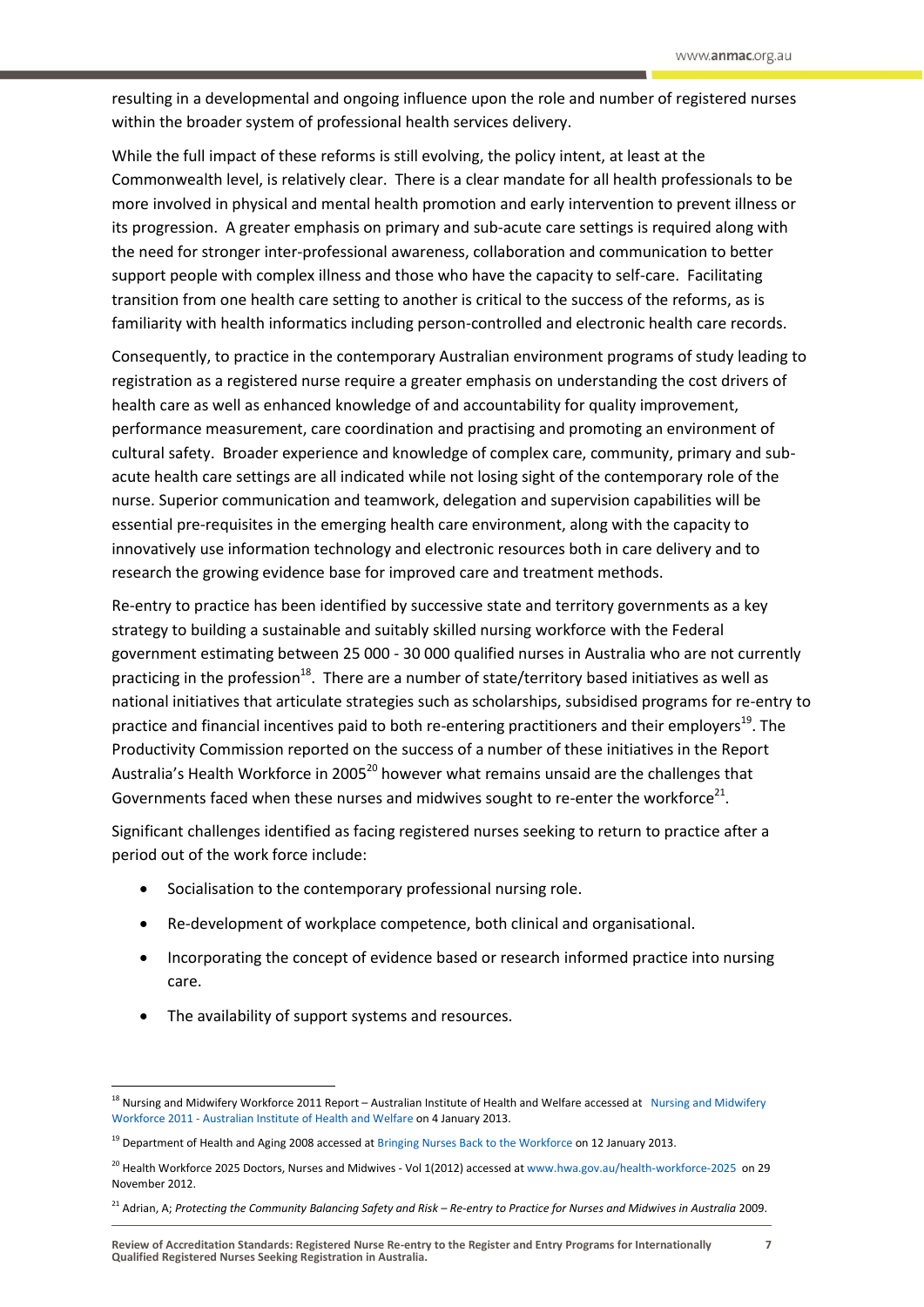resulting in a developmental and ongoing influence upon the role and number of registered nurses within the broader system of professional health services delivery.

While the full impact of these reforms is still evolving, the policy intent, at least at the Commonwealth level, is relatively clear. There is a clear mandate for all health professionals to be more involved in physical and mental health promotion and early intervention to prevent illness or its progression. A greater emphasis on primary and sub-acute care settings is required along with the need for stronger inter-professional awareness, collaboration and communication to better support people with complex illness and those who have the capacity to self-care. Facilitating transition from one health care setting to another is critical to the success of the reforms, as is familiarity with health informatics including person-controlled and electronic health care records.

Consequently, to practice in the contemporary Australian environment programs of study leading to registration as a registered nurse require a greater emphasis on understanding the cost drivers of health care as well as enhanced knowledge of and accountability for quality improvement, performance measurement, care coordination and practising and promoting an environment of cultural safety. Broader experience and knowledge of complex care, community, primary and sub-acute health care settings are all indicated while not losing sight of the contemporary role of the nurse. Superior communication and teamwork, delegation and supervision capabilities will be essential pre-requisites in the emerging health care environment, along with the capacity to innovatively use information technology and electronic resources both in care delivery and to research the growing evidence base for improved care and treatment methods.

Re-entry to practice has been identified by successive state and territory governments as a key strategy to building a sustainable and suitably skilled nursing workforce with the Federal government estimating between 25 000 - 30 000 qualified nurses in Australia who are not currently practicing in the profession[18]. There are a number of state/territory based initiatives as well as national initiatives that articulate strategies such as scholarships, subsidised programs for re-entry to practice and financial incentives paid to both re-entering practitioners and their employers[19]. The Productivity Commission reported on the success of a number of these initiatives in the Report Australia's Health Workforce in 2005[20] however what remains unsaid are the challenges that Governments faced when these nurses and midwives sought to re-enter the workforce[21].

Significant challenges identified as facing registered nurses seeking to return to practice after a period out of the work force include:

- Socialisation to the contemporary professional nursing role.
- Re-development of workplace competence, both clinical and organisational.
- Incorporating the concept of evidence based or research informed practice into nursing care.
- The availability of support systems and resources.

---

[18] Nursing and Midwifery Workforce 2011 Report – Australian Institute of Health and Welfare accessed at Nursing and Midwifery Workforce 2011 - Australian Institute of Health and Welfare on 4 January 2013.

[19] Department of Health and Aging 2008 accessed at Bringing Nurses Back to the Workforce on 12 January 2013.

[20] Health Workforce 2025 Doctors, Nurses and Midwives - Vol 1(2012) accessed at www.hwa.gov.au/health-workforce-2025 on 29 November 2012.

[21] Adrian, A; *Protecting the Community Balancing Safety and Risk – Re-entry to Practice for Nurses and Midwives in Australia* 2009.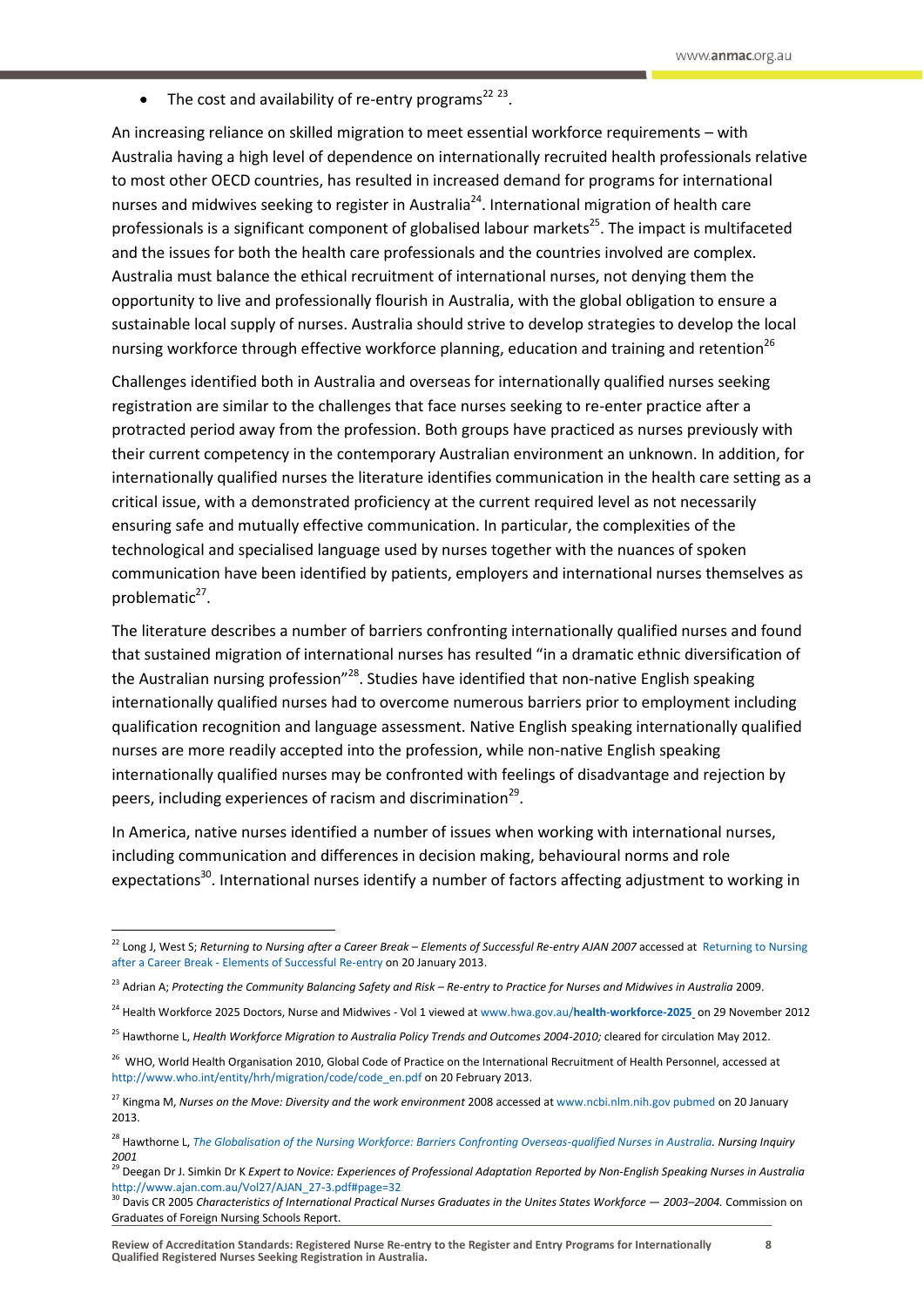- The cost and availability of re-entry programs[22 23].

An increasing reliance on skilled migration to meet essential workforce requirements – with Australia having a high level of dependence on internationally recruited health professionals relative to most other OECD countries, has resulted in increased demand for programs for international nurses and midwives seeking to register in Australia[24]. International migration of health care professionals is a significant component of globalised labour markets[25]. The impact is multifaceted and the issues for both the health care professionals and the countries involved are complex. Australia must balance the ethical recruitment of international nurses, not denying them the opportunity to live and professionally flourish in Australia, with the global obligation to ensure a sustainable local supply of nurses. Australia should strive to develop strategies to develop the local nursing workforce through effective workforce planning, education and training and retention[26]

Challenges identified both in Australia and overseas for internationally qualified nurses seeking registration are similar to the challenges that face nurses seeking to re-enter practice after a protracted period away from the profession. Both groups have practiced as nurses previously with their current competency in the contemporary Australian environment an unknown. In addition, for internationally qualified nurses the literature identifies communication in the health care setting as a critical issue, with a demonstrated proficiency at the current required level as not necessarily ensuring safe and mutually effective communication. In particular, the complexities of the technological and specialised language used by nurses together with the nuances of spoken communication have been identified by patients, employers and international nurses themselves as problematic[27].

The literature describes a number of barriers confronting internationally qualified nurses and found that sustained migration of international nurses has resulted "in a dramatic ethnic diversification of the Australian nursing profession"[28]. Studies have identified that non-native English speaking internationally qualified nurses had to overcome numerous barriers prior to employment including qualification recognition and language assessment. Native English speaking internationally qualified nurses are more readily accepted into the profession, while non-native English speaking internationally qualified nurses may be confronted with feelings of disadvantage and rejection by peers, including experiences of racism and discrimination[29].

In America, native nurses identified a number of issues when working with international nurses, including communication and differences in decision making, behavioural norms and role expectations[30]. International nurses identify a number of factors affecting adjustment to working in

---

[22] Long J, West S; *Returning to Nursing after a Career Break – Elements of Successful Re-entry AJAN 2007* accessed at Returning to Nursing after a Career Break - Elements of Successful Re-entry on 20 January 2013.

[23] Adrian A; *Protecting the Community Balancing Safety and Risk – Re-entry to Practice for Nurses and Midwives in Australia* 2009.

[24] Health Workforce 2025 Doctors, Nurse and Midwives - Vol 1 viewed at www.hwa.gov.au/**health-workforce-2025** on 29 November 2012

[25] Hawthorne L, *Health Workforce Migration to Australia Policy Trends and Outcomes 2004-2010;* cleared for circulation May 2012.

[26] WHO, World Health Organisation 2010, Global Code of Practice on the International Recruitment of Health Personnel, accessed at http://www.who.int/entity/hrh/migration/code/code_en.pdf on 20 February 2013.

[27] Kingma M, *Nurses on the Move: Diversity and the work environment* 2008 accessed at www.ncbi.nlm.nih.gov pubmed on 20 January 2013.

[28] Hawthorne L, *The Globalisation of the Nursing Workforce: Barriers Confronting Overseas-qualified Nurses in Australia. Nursing Inquiry 2001*

[29] Deegan Dr J. Simkin Dr K *Expert to Novice: Experiences of Professional Adaptation Reported by Non-English Speaking Nurses in Australia* http://www.ajan.com.au/Vol27/AJAN_27-3.pdf#page=32

[30] Davis CR 2005 *Characteristics of International Practical Nurses Graduates in the Unites States Workforce — 2003–2004.* Commission on Graduates of Foreign Nursing Schools Report.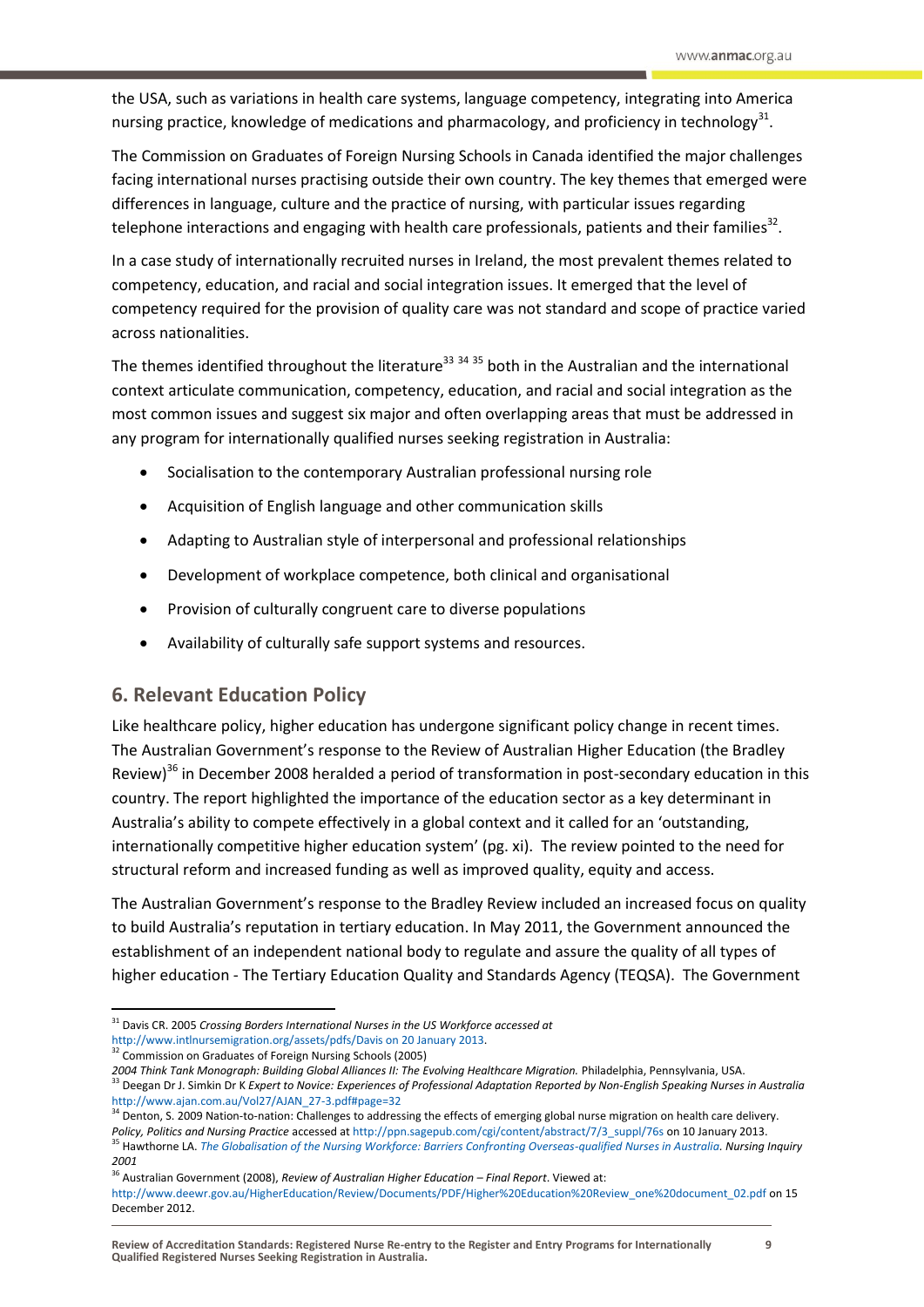the USA, such as variations in health care systems, language competency, integrating into America nursing practice, knowledge of medications and pharmacology, and proficiency in technology[31].

The Commission on Graduates of Foreign Nursing Schools in Canada identified the major challenges facing international nurses practising outside their own country. The key themes that emerged were differences in language, culture and the practice of nursing, with particular issues regarding telephone interactions and engaging with health care professionals, patients and their families[32].

In a case study of internationally recruited nurses in Ireland, the most prevalent themes related to competency, education, and racial and social integration issues. It emerged that the level of competency required for the provision of quality care was not standard and scope of practice varied across nationalities.

The themes identified throughout the literature[33] [34] [35] both in the Australian and the international context articulate communication, competency, education, and racial and social integration as the most common issues and suggest six major and often overlapping areas that must be addressed in any program for internationally qualified nurses seeking registration in Australia:

- Socialisation to the contemporary Australian professional nursing role
- Acquisition of English language and other communication skills
- Adapting to Australian style of interpersonal and professional relationships
- Development of workplace competence, both clinical and organisational
- Provision of culturally congruent care to diverse populations
- Availability of culturally safe support systems and resources.

## 6. Relevant Education Policy

Like healthcare policy, higher education has undergone significant policy change in recent times. The Australian Government's response to the Review of Australian Higher Education (the Bradley Review)[36] in December 2008 heralded a period of transformation in post-secondary education in this country. The report highlighted the importance of the education sector as a key determinant in Australia's ability to compete effectively in a global context and it called for an 'outstanding, internationally competitive higher education system' (pg. xi). The review pointed to the need for structural reform and increased funding as well as improved quality, equity and access.

The Australian Government's response to the Bradley Review included an increased focus on quality to build Australia's reputation in tertiary education. In May 2011, the Government announced the establishment of an independent national body to regulate and assure the quality of all types of higher education - The Tertiary Education Quality and Standards Agency (TEQSA). The Government

---

[31] Davis CR. 2005 *Crossing Borders International Nurses in the US Workforce accessed at* http://www.intlnursemigration.org/assets/pdfs/Davis on 20 January 2013.

[32] Commission on Graduates of Foreign Nursing Schools (2005) *2004 Think Tank Monograph: Building Global Alliances II: The Evolving Healthcare Migration.* Philadelphia, Pennsylvania, USA.

[33] Deegan Dr J. Simkin Dr K *Expert to Novice: Experiences of Professional Adaptation Reported by Non-English Speaking Nurses in Australia* http://www.ajan.com.au/Vol27/AJAN_27-3.pdf#page=32

[34] Denton, S. 2009 Nation-to-nation: Challenges to addressing the effects of emerging global nurse migration on health care delivery. *Policy, Politics and Nursing Practice* accessed at http://ppn.sagepub.com/cgi/content/abstract/7/3_suppl/76s on 10 January 2013.

[35] Hawthorne LA. *The Globalisation of the Nursing Workforce: Barriers Confronting Overseas-qualified Nurses in Australia. Nursing Inquiry 2001*

[36] Australian Government (2008), *Review of Australian Higher Education – Final Report*. Viewed at: http://www.deewr.gov.au/HigherEducation/Review/Documents/PDF/Higher%20Education%20Review_one%20document_02.pdf on 15 December 2012.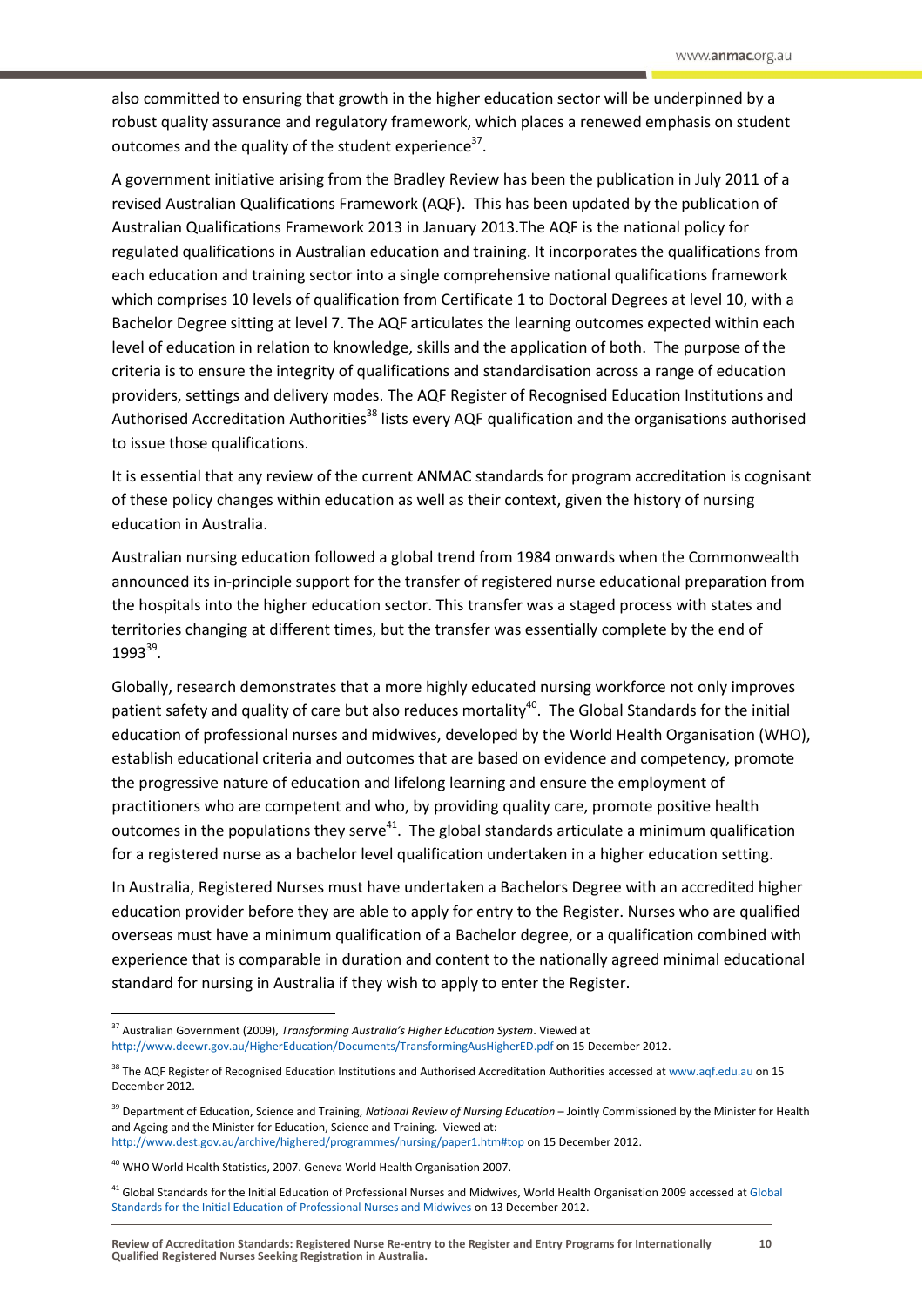also committed to ensuring that growth in the higher education sector will be underpinned by a robust quality assurance and regulatory framework, which places a renewed emphasis on student outcomes and the quality of the student experience[37].

A government initiative arising from the Bradley Review has been the publication in July 2011 of a revised Australian Qualifications Framework (AQF). This has been updated by the publication of Australian Qualifications Framework 2013 in January 2013.The AQF is the national policy for regulated qualifications in Australian education and training. It incorporates the qualifications from each education and training sector into a single comprehensive national qualifications framework which comprises 10 levels of qualification from Certificate 1 to Doctoral Degrees at level 10, with a Bachelor Degree sitting at level 7. The AQF articulates the learning outcomes expected within each level of education in relation to knowledge, skills and the application of both. The purpose of the criteria is to ensure the integrity of qualifications and standardisation across a range of education providers, settings and delivery modes. The AQF Register of Recognised Education Institutions and Authorised Accreditation Authorities[38] lists every AQF qualification and the organisations authorised to issue those qualifications.

It is essential that any review of the current ANMAC standards for program accreditation is cognisant of these policy changes within education as well as their context, given the history of nursing education in Australia.

Australian nursing education followed a global trend from 1984 onwards when the Commonwealth announced its in-principle support for the transfer of registered nurse educational preparation from the hospitals into the higher education sector. This transfer was a staged process with states and territories changing at different times, but the transfer was essentially complete by the end of 1993[39].

Globally, research demonstrates that a more highly educated nursing workforce not only improves patient safety and quality of care but also reduces mortality[40]. The Global Standards for the initial education of professional nurses and midwives, developed by the World Health Organisation (WHO), establish educational criteria and outcomes that are based on evidence and competency, promote the progressive nature of education and lifelong learning and ensure the employment of practitioners who are competent and who, by providing quality care, promote positive health outcomes in the populations they serve[41]. The global standards articulate a minimum qualification for a registered nurse as a bachelor level qualification undertaken in a higher education setting.

In Australia, Registered Nurses must have undertaken a Bachelors Degree with an accredited higher education provider before they are able to apply for entry to the Register. Nurses who are qualified overseas must have a minimum qualification of a Bachelor degree, or a qualification combined with experience that is comparable in duration and content to the nationally agreed minimal educational standard for nursing in Australia if they wish to apply to enter the Register.

---

[37] Australian Government (2009), *Transforming Australia's Higher Education System*. Viewed at http://www.deewr.gov.au/HigherEducation/Documents/TransformingAusHigherED.pdf on 15 December 2012.

[38] The AQF Register of Recognised Education Institutions and Authorised Accreditation Authorities accessed at www.aqf.edu.au on 15 December 2012.

[39] Department of Education, Science and Training, *National Review of Nursing Education* – Jointly Commissioned by the Minister for Health and Ageing and the Minister for Education, Science and Training. Viewed at: http://www.dest.gov.au/archive/highered/programmes/nursing/paper1.htm#top on 15 December 2012.

[40] WHO World Health Statistics, 2007. Geneva World Health Organisation 2007.

[41] Global Standards for the Initial Education of Professional Nurses and Midwives, World Health Organisation 2009 accessed at Global Standards for the Initial Education of Professional Nurses and Midwives on 13 December 2012.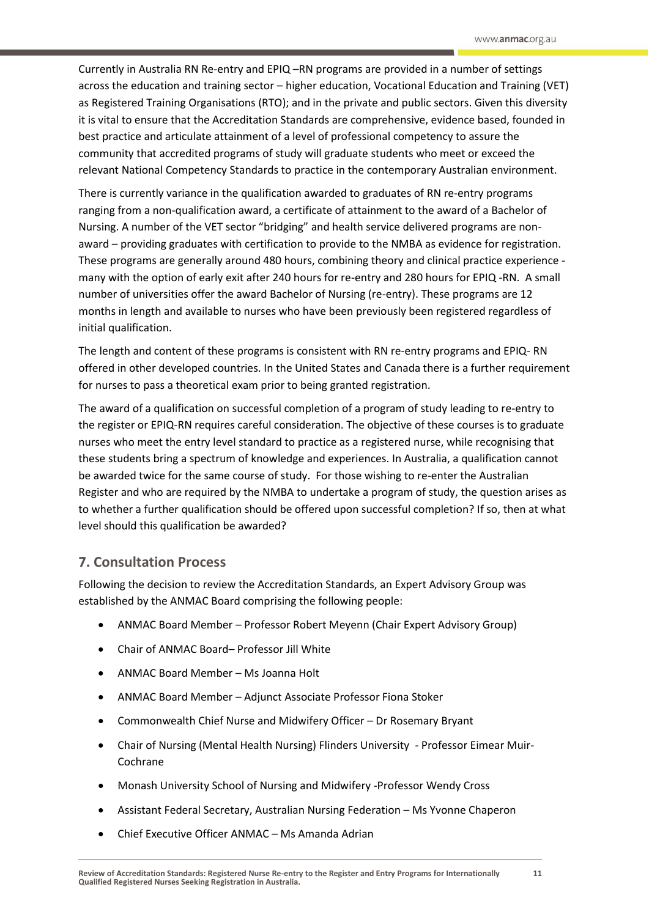Currently in Australia RN Re-entry and EPIQ –RN programs are provided in a number of settings across the education and training sector – higher education, Vocational Education and Training (VET) as Registered Training Organisations (RTO); and in the private and public sectors. Given this diversity it is vital to ensure that the Accreditation Standards are comprehensive, evidence based, founded in best practice and articulate attainment of a level of professional competency to assure the community that accredited programs of study will graduate students who meet or exceed the relevant National Competency Standards to practice in the contemporary Australian environment.

There is currently variance in the qualification awarded to graduates of RN re-entry programs ranging from a non-qualification award, a certificate of attainment to the award of a Bachelor of Nursing. A number of the VET sector "bridging" and health service delivered programs are non-award – providing graduates with certification to provide to the NMBA as evidence for registration. These programs are generally around 480 hours, combining theory and clinical practice experience - many with the option of early exit after 240 hours for re-entry and 280 hours for EPIQ -RN. A small number of universities offer the award Bachelor of Nursing (re-entry). These programs are 12 months in length and available to nurses who have been previously been registered regardless of initial qualification.

The length and content of these programs is consistent with RN re-entry programs and EPIQ- RN offered in other developed countries. In the United States and Canada there is a further requirement for nurses to pass a theoretical exam prior to being granted registration.

The award of a qualification on successful completion of a program of study leading to re-entry to the register or EPIQ-RN requires careful consideration. The objective of these courses is to graduate nurses who meet the entry level standard to practice as a registered nurse, while recognising that these students bring a spectrum of knowledge and experiences. In Australia, a qualification cannot be awarded twice for the same course of study. For those wishing to re-enter the Australian Register and who are required by the NMBA to undertake a program of study, the question arises as to whether a further qualification should be offered upon successful completion? If so, then at what level should this qualification be awarded?

## 7. Consultation Process

Following the decision to review the Accreditation Standards, an Expert Advisory Group was established by the ANMAC Board comprising the following people:

- ANMAC Board Member – Professor Robert Meyenn (Chair Expert Advisory Group)
- Chair of ANMAC Board– Professor Jill White
- ANMAC Board Member – Ms Joanna Holt
- ANMAC Board Member – Adjunct Associate Professor Fiona Stoker
- Commonwealth Chief Nurse and Midwifery Officer – Dr Rosemary Bryant
- Chair of Nursing (Mental Health Nursing) Flinders University - Professor Eimear Muir-Cochrane
- Monash University School of Nursing and Midwifery -Professor Wendy Cross
- Assistant Federal Secretary, Australian Nursing Federation – Ms Yvonne Chaperon
- Chief Executive Officer ANMAC – Ms Amanda Adrian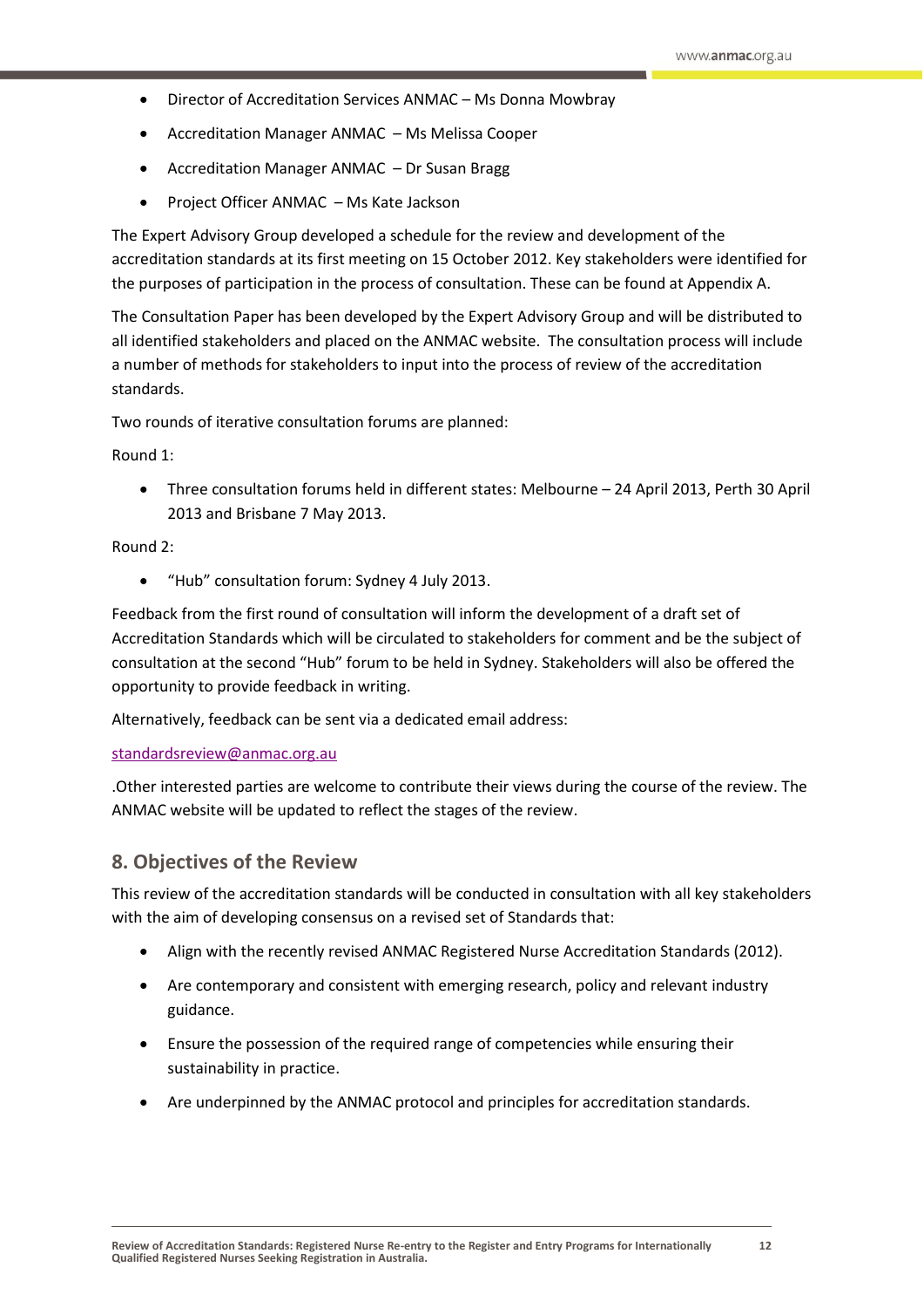- Director of Accreditation Services ANMAC – Ms Donna Mowbray
- Accreditation Manager ANMAC – Ms Melissa Cooper
- Accreditation Manager ANMAC – Dr Susan Bragg
- Project Officer ANMAC – Ms Kate Jackson

The Expert Advisory Group developed a schedule for the review and development of the accreditation standards at its first meeting on 15 October 2012. Key stakeholders were identified for the purposes of participation in the process of consultation. These can be found at Appendix A.

The Consultation Paper has been developed by the Expert Advisory Group and will be distributed to all identified stakeholders and placed on the ANMAC website. The consultation process will include a number of methods for stakeholders to input into the process of review of the accreditation standards.

Two rounds of iterative consultation forums are planned:

Round 1:

- Three consultation forums held in different states: Melbourne – 24 April 2013, Perth 30 April 2013 and Brisbane 7 May 2013.

Round 2:

- "Hub" consultation forum: Sydney 4 July 2013.

Feedback from the first round of consultation will inform the development of a draft set of Accreditation Standards which will be circulated to stakeholders for comment and be the subject of consultation at the second "Hub" forum to be held in Sydney. Stakeholders will also be offered the opportunity to provide feedback in writing.

Alternatively, feedback can be sent via a dedicated email address:

standardsreview@anmac.org.au

.Other interested parties are welcome to contribute their views during the course of the review. The ANMAC website will be updated to reflect the stages of the review.

## 8. Objectives of the Review

This review of the accreditation standards will be conducted in consultation with all key stakeholders with the aim of developing consensus on a revised set of Standards that:

- Align with the recently revised ANMAC Registered Nurse Accreditation Standards (2012).
- Are contemporary and consistent with emerging research, policy and relevant industry guidance.
- Ensure the possession of the required range of competencies while ensuring their sustainability in practice.
- Are underpinned by the ANMAC protocol and principles for accreditation standards.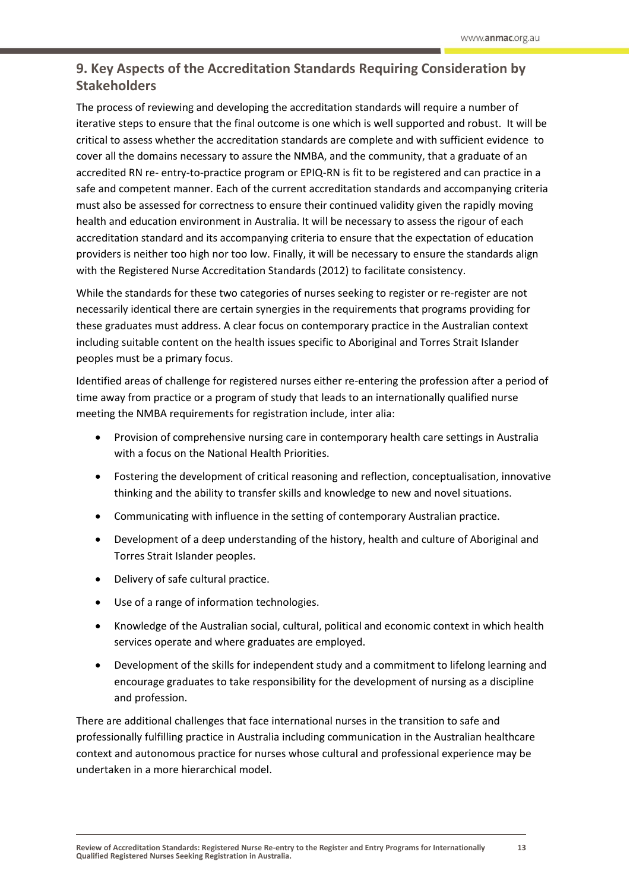## 9. Key Aspects of the Accreditation Standards Requiring Consideration by Stakeholders

The process of reviewing and developing the accreditation standards will require a number of iterative steps to ensure that the final outcome is one which is well supported and robust. It will be critical to assess whether the accreditation standards are complete and with sufficient evidence to cover all the domains necessary to assure the NMBA, and the community, that a graduate of an accredited RN re- entry-to-practice program or EPIQ-RN is fit to be registered and can practice in a safe and competent manner. Each of the current accreditation standards and accompanying criteria must also be assessed for correctness to ensure their continued validity given the rapidly moving health and education environment in Australia. It will be necessary to assess the rigour of each accreditation standard and its accompanying criteria to ensure that the expectation of education providers is neither too high nor too low. Finally, it will be necessary to ensure the standards align with the Registered Nurse Accreditation Standards (2012) to facilitate consistency.

While the standards for these two categories of nurses seeking to register or re-register are not necessarily identical there are certain synergies in the requirements that programs providing for these graduates must address. A clear focus on contemporary practice in the Australian context including suitable content on the health issues specific to Aboriginal and Torres Strait Islander peoples must be a primary focus.

Identified areas of challenge for registered nurses either re-entering the profession after a period of time away from practice or a program of study that leads to an internationally qualified nurse meeting the NMBA requirements for registration include, inter alia:

- Provision of comprehensive nursing care in contemporary health care settings in Australia with a focus on the National Health Priorities.
- Fostering the development of critical reasoning and reflection, conceptualisation, innovative thinking and the ability to transfer skills and knowledge to new and novel situations.
- Communicating with influence in the setting of contemporary Australian practice.
- Development of a deep understanding of the history, health and culture of Aboriginal and Torres Strait Islander peoples.
- Delivery of safe cultural practice.
- Use of a range of information technologies.
- Knowledge of the Australian social, cultural, political and economic context in which health services operate and where graduates are employed.
- Development of the skills for independent study and a commitment to lifelong learning and encourage graduates to take responsibility for the development of nursing as a discipline and profession.

There are additional challenges that face international nurses in the transition to safe and professionally fulfilling practice in Australia including communication in the Australian healthcare context and autonomous practice for nurses whose cultural and professional experience may be undertaken in a more hierarchical model.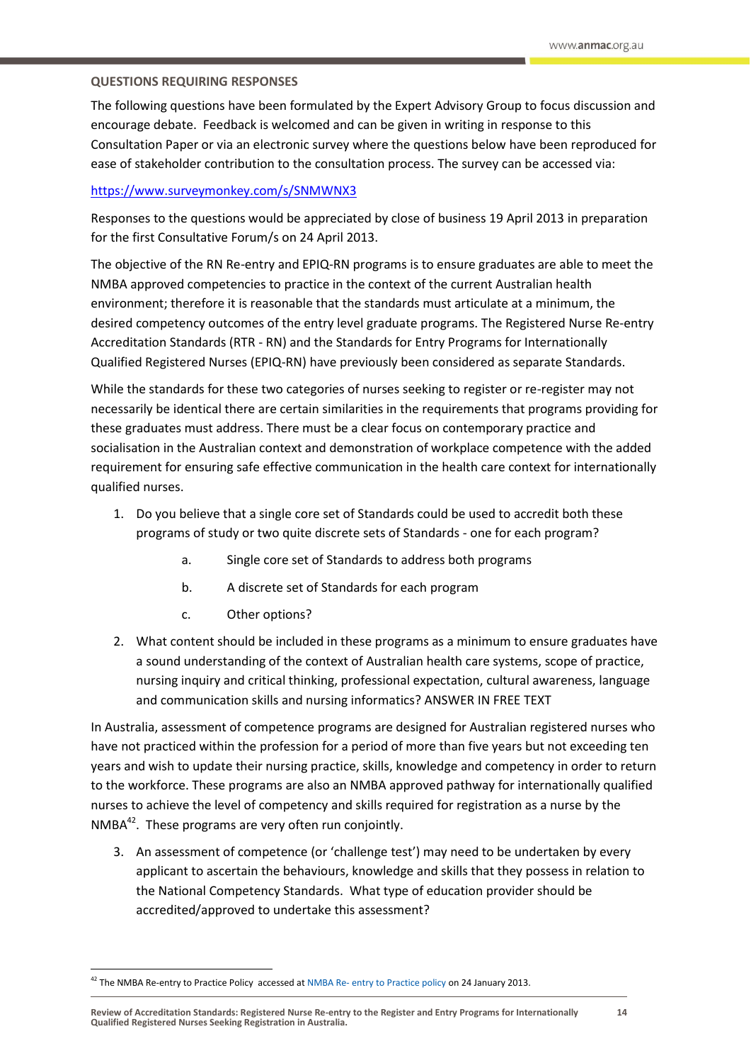**QUESTIONS REQUIRING RESPONSES**

The following questions have been formulated by the Expert Advisory Group to focus discussion and encourage debate. Feedback is welcomed and can be given in writing in response to this Consultation Paper or via an electronic survey where the questions below have been reproduced for ease of stakeholder contribution to the consultation process. The survey can be accessed via:

https://www.surveymonkey.com/s/SNMWNX3

Responses to the questions would be appreciated by close of business 19 April 2013 in preparation for the first Consultative Forum/s on 24 April 2013.

The objective of the RN Re-entry and EPIQ-RN programs is to ensure graduates are able to meet the NMBA approved competencies to practice in the context of the current Australian health environment; therefore it is reasonable that the standards must articulate at a minimum, the desired competency outcomes of the entry level graduate programs. The Registered Nurse Re-entry Accreditation Standards (RTR - RN) and the Standards for Entry Programs for Internationally Qualified Registered Nurses (EPIQ-RN) have previously been considered as separate Standards.

While the standards for these two categories of nurses seeking to register or re-register may not necessarily be identical there are certain similarities in the requirements that programs providing for these graduates must address. There must be a clear focus on contemporary practice and socialisation in the Australian context and demonstration of workplace competence with the added requirement for ensuring safe effective communication in the health care context for internationally qualified nurses.

1. Do you believe that a single core set of Standards could be used to accredit both these programs of study or two quite discrete sets of Standards - one for each program?
    a. Single core set of Standards to address both programs
    b. A discrete set of Standards for each program
    c. Other options?
2. What content should be included in these programs as a minimum to ensure graduates have a sound understanding of the context of Australian health care systems, scope of practice, nursing inquiry and critical thinking, professional expectation, cultural awareness, language and communication skills and nursing informatics? ANSWER IN FREE TEXT

In Australia, assessment of competence programs are designed for Australian registered nurses who have not practiced within the profession for a period of more than five years but not exceeding ten years and wish to update their nursing practice, skills, knowledge and competency in order to return to the workforce. These programs are also an NMBA approved pathway for internationally qualified nurses to achieve the level of competency and skills required for registration as a nurse by the NMBA[42]. These programs are very often run conjointly.

3. An assessment of competence (or 'challenge test') may need to be undertaken by every applicant to ascertain the behaviours, knowledge and skills that they possess in relation to the National Competency Standards. What type of education provider should be accredited/approved to undertake this assessment?

[42] The NMBA Re-entry to Practice Policy accessed at NMBA Re- entry to Practice policy on 24 January 2013.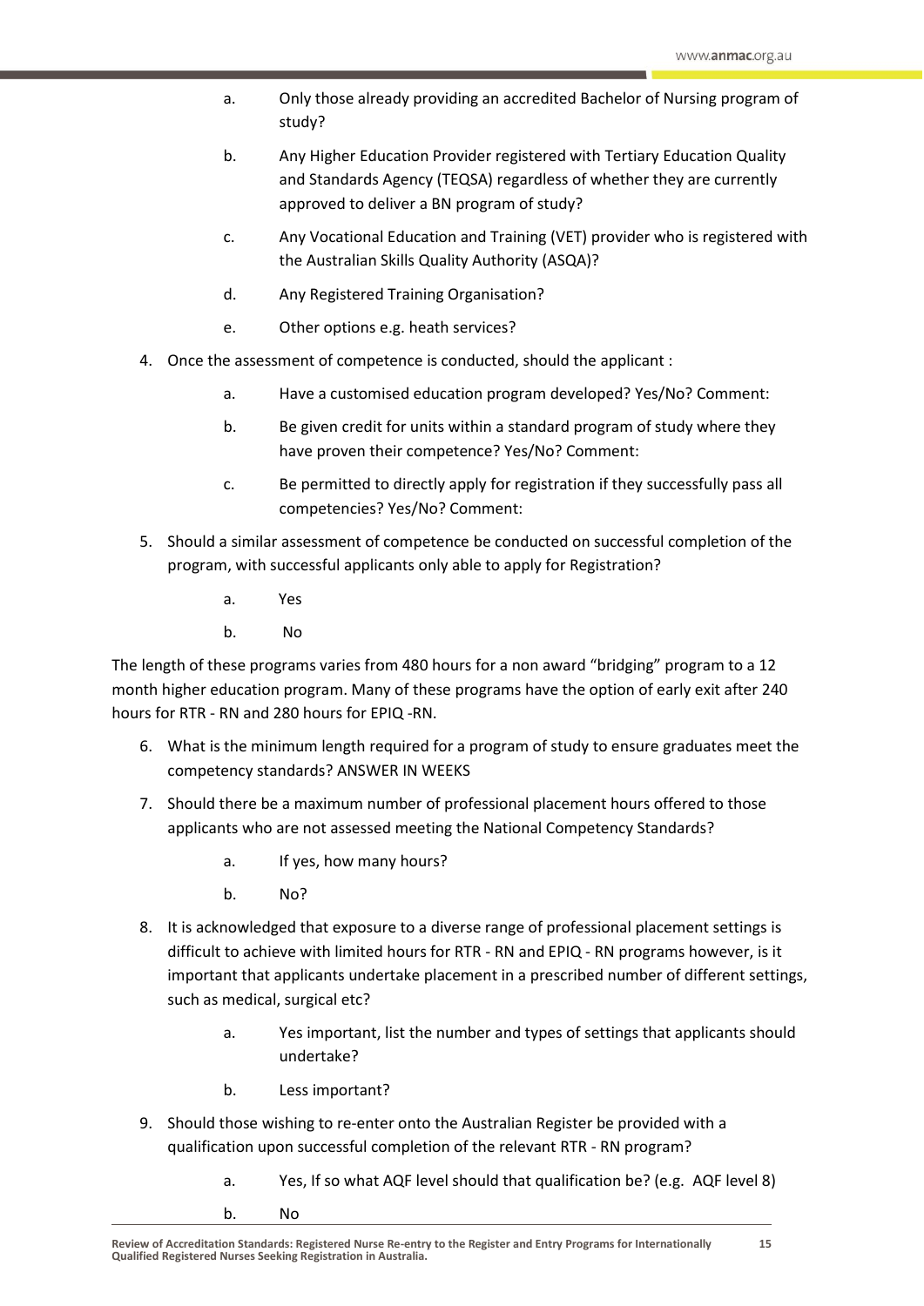a. Only those already providing an accredited Bachelor of Nursing program of study?

   b. Any Higher Education Provider registered with Tertiary Education Quality and Standards Agency (TEQSA) regardless of whether they are currently approved to deliver a BN program of study?

   c. Any Vocational Education and Training (VET) provider who is registered with the Australian Skills Quality Authority (ASQA)?

   d. Any Registered Training Organisation?

   e. Other options e.g. heath services?

4. Once the assessment of competence is conducted, should the applicant :

   a. Have a customised education program developed? Yes/No? Comment:

   b. Be given credit for units within a standard program of study where they have proven their competence? Yes/No? Comment:

   c. Be permitted to directly apply for registration if they successfully pass all competencies? Yes/No? Comment:

5. Should a similar assessment of competence be conducted on successful completion of the program, with successful applicants only able to apply for Registration?

   a. Yes

   b. No

The length of these programs varies from 480 hours for a non award “bridging” program to a 12 month higher education program. Many of these programs have the option of early exit after 240 hours for RTR - RN and 280 hours for EPIQ -RN.

6. What is the minimum length required for a program of study to ensure graduates meet the competency standards? ANSWER IN WEEKS

7. Should there be a maximum number of professional placement hours offered to those applicants who are not assessed meeting the National Competency Standards?

   a. If yes, how many hours?

   b. No?

8. It is acknowledged that exposure to a diverse range of professional placement settings is difficult to achieve with limited hours for RTR - RN and EPIQ - RN programs however, is it important that applicants undertake placement in a prescribed number of different settings, such as medical, surgical etc?

   a. Yes important, list the number and types of settings that applicants should undertake?

   b. Less important?

9. Should those wishing to re-enter onto the Australian Register be provided with a qualification upon successful completion of the relevant RTR - RN program?

   a. Yes, If so what AQF level should that qualification be? (e.g. AQF level 8)

   b. No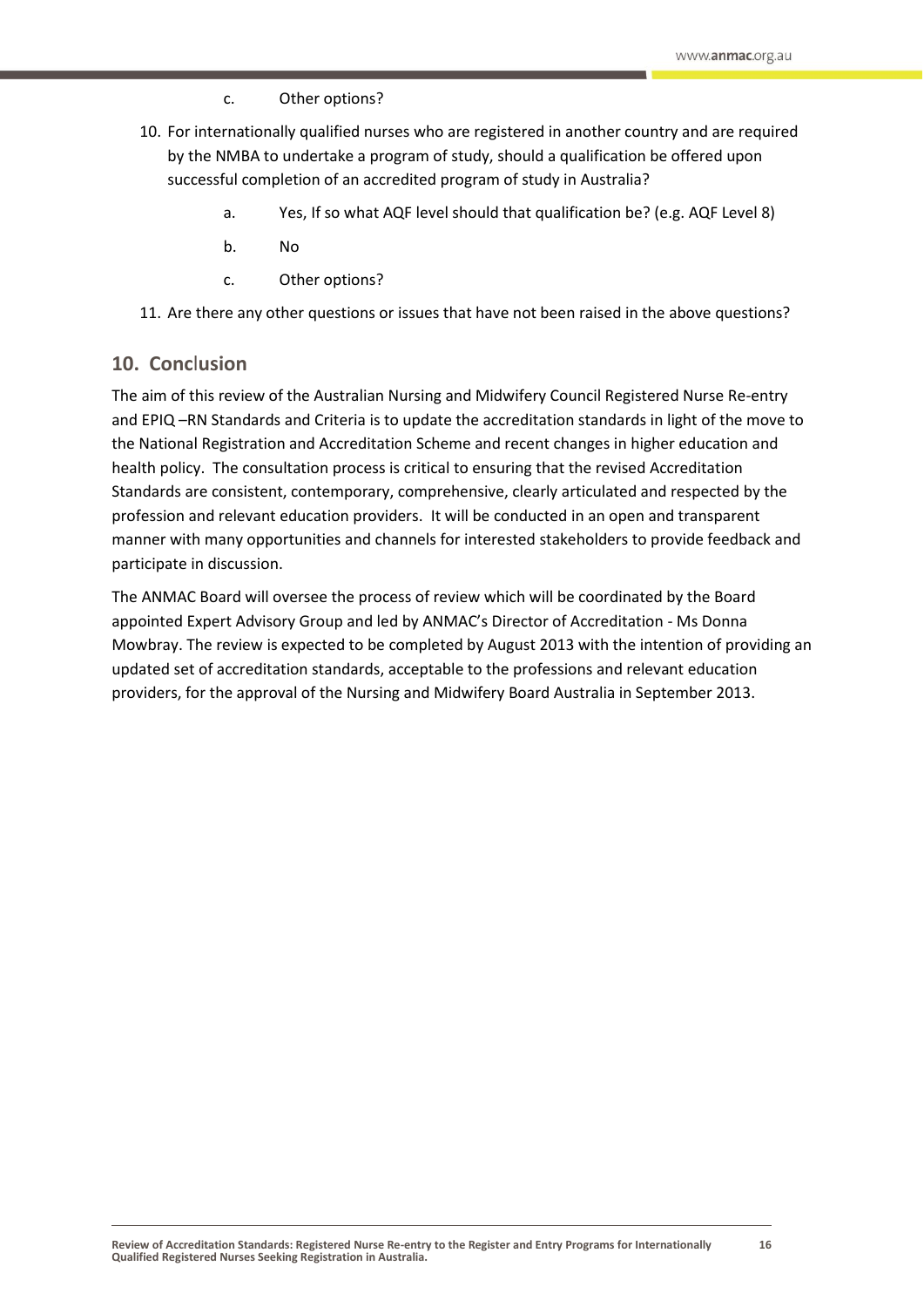c. Other options?

10. For internationally qualified nurses who are registered in another country and are required by the NMBA to undertake a program of study, should a qualification be offered upon successful completion of an accredited program of study in Australia?

    a. Yes, If so what AQF level should that qualification be? (e.g. AQF Level 8)

    b. No

    c. Other options?

11. Are there any other questions or issues that have not been raised in the above questions?

## 10. Conclusion

The aim of this review of the Australian Nursing and Midwifery Council Registered Nurse Re-entry and EPIQ –RN Standards and Criteria is to update the accreditation standards in light of the move to the National Registration and Accreditation Scheme and recent changes in higher education and health policy. The consultation process is critical to ensuring that the revised Accreditation Standards are consistent, contemporary, comprehensive, clearly articulated and respected by the profession and relevant education providers. It will be conducted in an open and transparent manner with many opportunities and channels for interested stakeholders to provide feedback and participate in discussion.

The ANMAC Board will oversee the process of review which will be coordinated by the Board appointed Expert Advisory Group and led by ANMAC's Director of Accreditation - Ms Donna Mowbray. The review is expected to be completed by August 2013 with the intention of providing an updated set of accreditation standards, acceptable to the professions and relevant education providers, for the approval of the Nursing and Midwifery Board Australia in September 2013.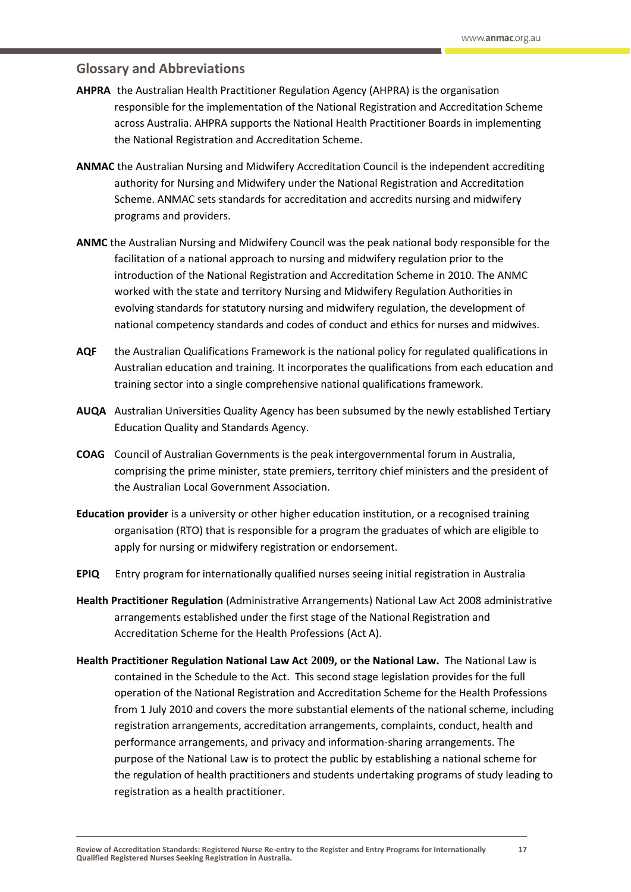## Glossary and Abbreviations

**AHPRA** the Australian Health Practitioner Regulation Agency (AHPRA) is the organisation responsible for the implementation of the National Registration and Accreditation Scheme across Australia. AHPRA supports the National Health Practitioner Boards in implementing the National Registration and Accreditation Scheme.

**ANMAC** the Australian Nursing and Midwifery Accreditation Council is the independent accrediting authority for Nursing and Midwifery under the National Registration and Accreditation Scheme. ANMAC sets standards for accreditation and accredits nursing and midwifery programs and providers.

**ANMC** the Australian Nursing and Midwifery Council was the peak national body responsible for the facilitation of a national approach to nursing and midwifery regulation prior to the introduction of the National Registration and Accreditation Scheme in 2010. The ANMC worked with the state and territory Nursing and Midwifery Regulation Authorities in evolving standards for statutory nursing and midwifery regulation, the development of national competency standards and codes of conduct and ethics for nurses and midwives.

**AQF** the Australian Qualifications Framework is the national policy for regulated qualifications in Australian education and training. It incorporates the qualifications from each education and training sector into a single comprehensive national qualifications framework.

**AUQA** Australian Universities Quality Agency has been subsumed by the newly established Tertiary Education Quality and Standards Agency.

**COAG** Council of Australian Governments is the peak intergovernmental forum in Australia, comprising the prime minister, state premiers, territory chief ministers and the president of the Australian Local Government Association.

**Education provider** is a university or other higher education institution, or a recognised training organisation (RTO) that is responsible for a program the graduates of which are eligible to apply for nursing or midwifery registration or endorsement.

**EPIQ** Entry program for internationally qualified nurses seeing initial registration in Australia

**Health Practitioner Regulation** (Administrative Arrangements) National Law Act 2008 administrative arrangements established under the first stage of the National Registration and Accreditation Scheme for the Health Professions (Act A).

**Health Practitioner Regulation National Law Act 2009, or the National Law.** The National Law is contained in the Schedule to the Act. This second stage legislation provides for the full operation of the National Registration and Accreditation Scheme for the Health Professions from 1 July 2010 and covers the more substantial elements of the national scheme, including registration arrangements, accreditation arrangements, complaints, conduct, health and performance arrangements, and privacy and information-sharing arrangements. The purpose of the National Law is to protect the public by establishing a national scheme for the regulation of health practitioners and students undertaking programs of study leading to registration as a health practitioner.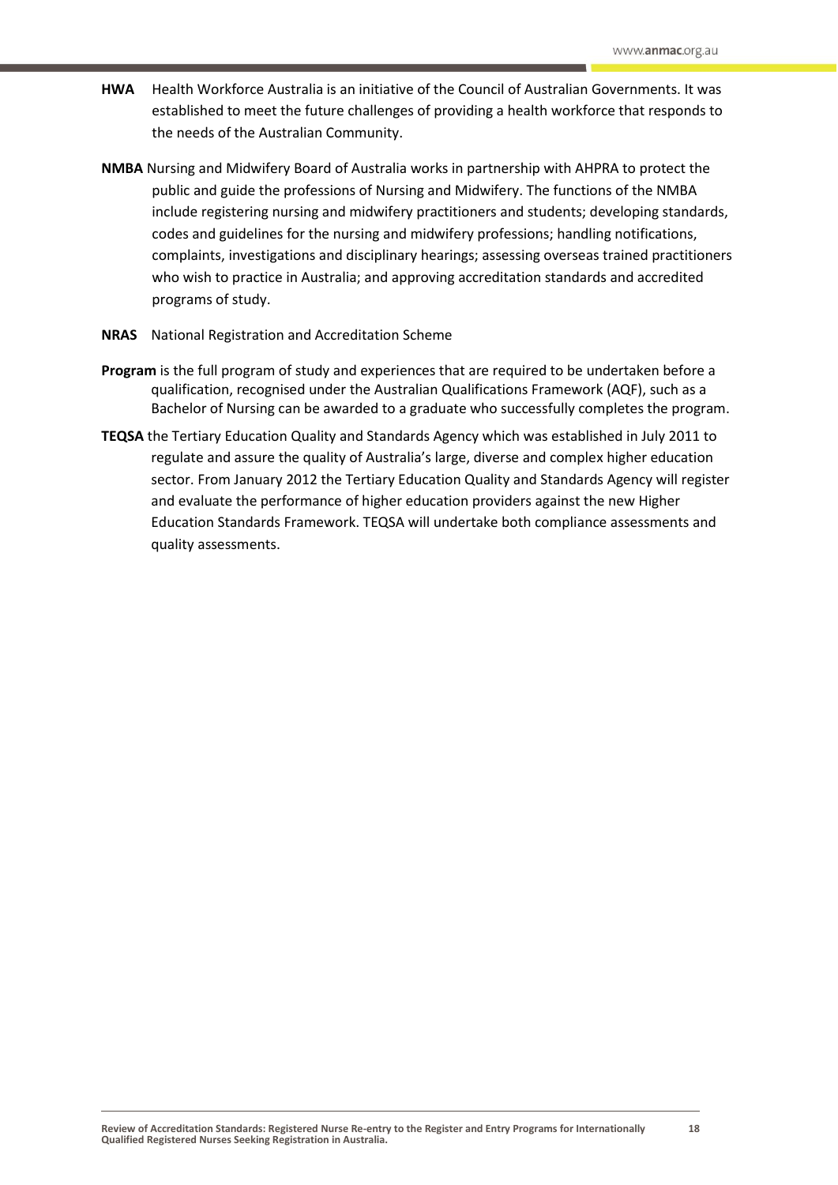**HWA** Health Workforce Australia is an initiative of the Council of Australian Governments. It was established to meet the future challenges of providing a health workforce that responds to the needs of the Australian Community.

**NMBA** Nursing and Midwifery Board of Australia works in partnership with AHPRA to protect the public and guide the professions of Nursing and Midwifery. The functions of the NMBA include registering nursing and midwifery practitioners and students; developing standards, codes and guidelines for the nursing and midwifery professions; handling notifications, complaints, investigations and disciplinary hearings; assessing overseas trained practitioners who wish to practice in Australia; and approving accreditation standards and accredited programs of study.

**NRAS** National Registration and Accreditation Scheme

**Program** is the full program of study and experiences that are required to be undertaken before a qualification, recognised under the Australian Qualifications Framework (AQF), such as a Bachelor of Nursing can be awarded to a graduate who successfully completes the program.

**TEQSA** the Tertiary Education Quality and Standards Agency which was established in July 2011 to regulate and assure the quality of Australia's large, diverse and complex higher education sector. From January 2012 the Tertiary Education Quality and Standards Agency will register and evaluate the performance of higher education providers against the new Higher Education Standards Framework. TEQSA will undertake both compliance assessments and quality assessments.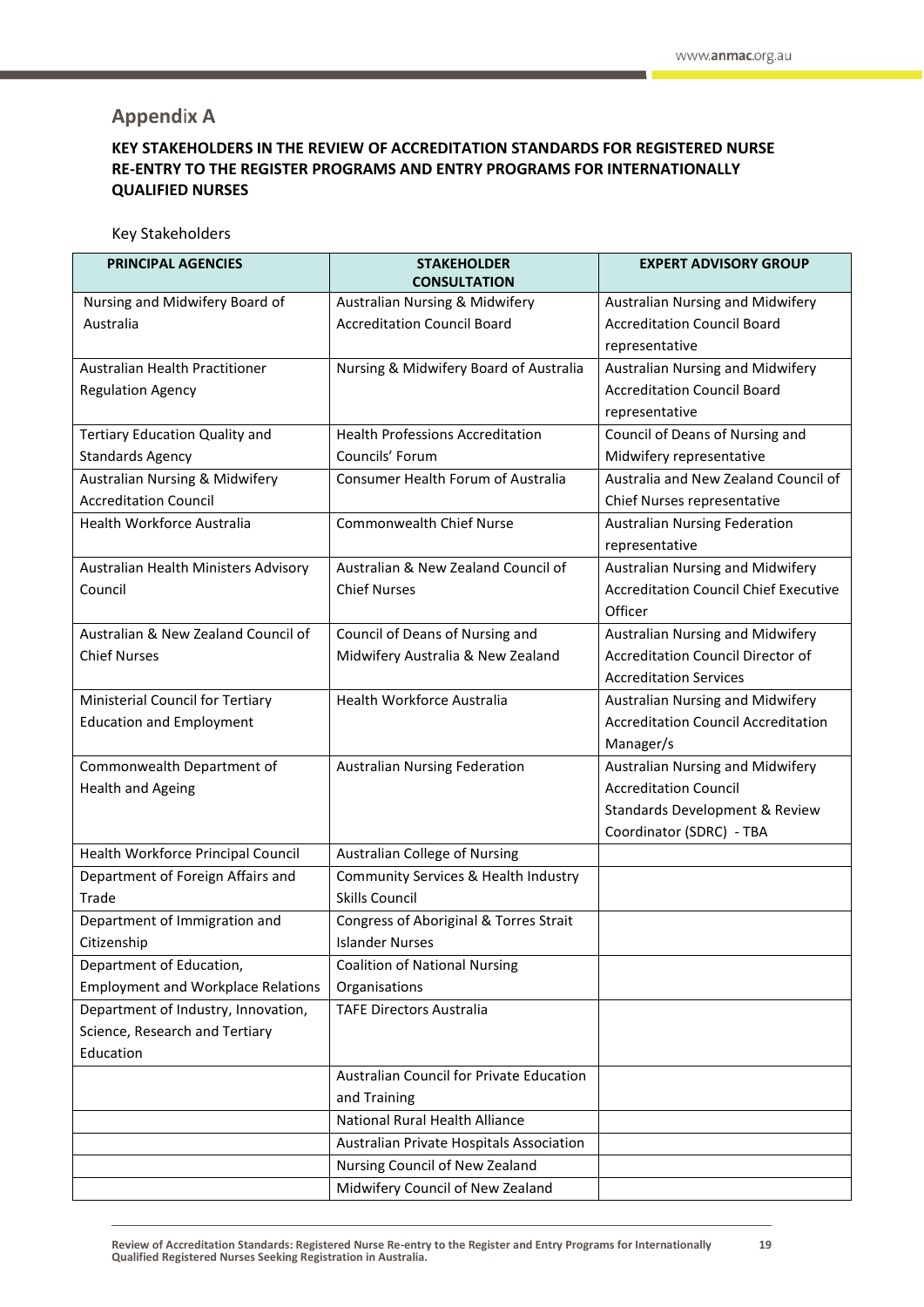## Appendix A

**KEY STAKEHOLDERS IN THE REVIEW OF ACCREDITATION STANDARDS FOR REGISTERED NURSE RE-ENTRY TO THE REGISTER PROGRAMS AND ENTRY PROGRAMS FOR INTERNATIONALLY QUALIFIED NURSES**

Key Stakeholders

| PRINCIPAL AGENCIES | STAKEHOLDER CONSULTATION | EXPERT ADVISORY GROUP |
|---|---|---|
| Nursing and Midwifery Board of Australia | Australian Nursing & Midwifery Accreditation Council Board | Australian Nursing and Midwifery Accreditation Council Board representative |
| Australian Health Practitioner Regulation Agency | Nursing & Midwifery Board of Australia | Australian Nursing and Midwifery Accreditation Council Board representative |
| Tertiary Education Quality and Standards Agency | Health Professions Accreditation Councils' Forum | Council of Deans of Nursing and Midwifery representative |
| Australian Nursing & Midwifery Accreditation Council | Consumer Health Forum of Australia | Australia and New Zealand Council of Chief Nurses representative |
| Health Workforce Australia | Commonwealth Chief Nurse | Australian Nursing Federation representative |
| Australian Health Ministers Advisory Council | Australian & New Zealand Council of Chief Nurses | Australian Nursing and Midwifery Accreditation Council Chief Executive Officer |
| Australian & New Zealand Council of Chief Nurses | Council of Deans of Nursing and Midwifery Australia & New Zealand | Australian Nursing and Midwifery Accreditation Council Director of Accreditation Services |
| Ministerial Council for Tertiary Education and Employment | Health Workforce Australia | Australian Nursing and Midwifery Accreditation Council Accreditation Manager/s |
| Commonwealth Department of Health and Ageing | Australian Nursing Federation | Australian Nursing and Midwifery Accreditation Council Standards Development & Review Coordinator (SDRC) - TBA |
| Health Workforce Principal Council | Australian College of Nursing | |
| Department of Foreign Affairs and Trade | Community Services & Health Industry Skills Council | |
| Department of Immigration and Citizenship | Congress of Aboriginal & Torres Strait Islander Nurses | |
| Department of Education, Employment and Workplace Relations | Coalition of National Nursing Organisations | |
| Department of Industry, Innovation, Science, Research and Tertiary Education | TAFE Directors Australia | |
| | Australian Council for Private Education and Training | |
| | National Rural Health Alliance | |
| | Australian Private Hospitals Association | |
| | Nursing Council of New Zealand | |
| | Midwifery Council of New Zealand | |